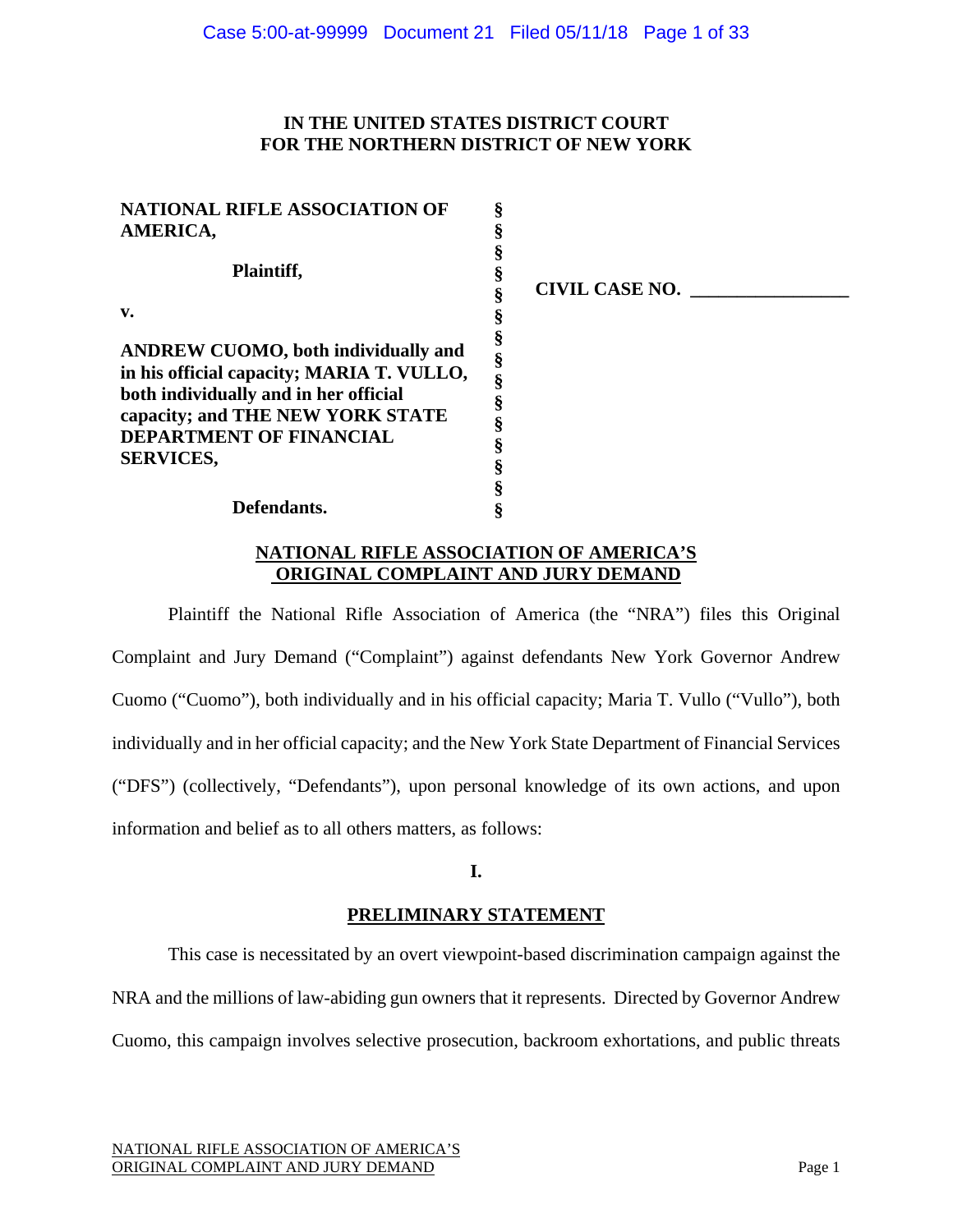**IN THE UNITED STATES DISTRICT COURT**
**FOR THE NORTHERN DISTRICT OF NEW YORK**

| | | |
|---|---|---|
| **NATIONAL RIFLE ASSOCIATION OF AMERICA,** <br><br> **Plaintiff,** <br><br> **v.** <br><br> **ANDREW CUOMO, both individually and in his official capacity; MARIA T. VULLO, both individually and in her official capacity; and THE NEW YORK STATE DEPARTMENT OF FINANCIAL SERVICES,** <br><br> **Defendants.** | § | **CIVIL CASE NO. \_\_\_\_\_\_\_\_\_\_\_\_\_\_\_\_** |

**NATIONAL RIFLE ASSOCIATION OF AMERICA'S ORIGINAL COMPLAINT AND JURY DEMAND**

Plaintiff the National Rifle Association of America (the "NRA") files this Original Complaint and Jury Demand ("Complaint") against defendants New York Governor Andrew Cuomo ("Cuomo"), both individually and in his official capacity; Maria T. Vullo ("Vullo"), both individually and in her official capacity; and the New York State Department of Financial Services ("DFS") (collectively, "Defendants"), upon personal knowledge of its own actions, and upon information and belief as to all others matters, as follows:

## I.

## PRELIMINARY STATEMENT

This case is necessitated by an overt viewpoint-based discrimination campaign against the NRA and the millions of law-abiding gun owners that it represents. Directed by Governor Andrew Cuomo, this campaign involves selective prosecution, backroom exhortations, and public threats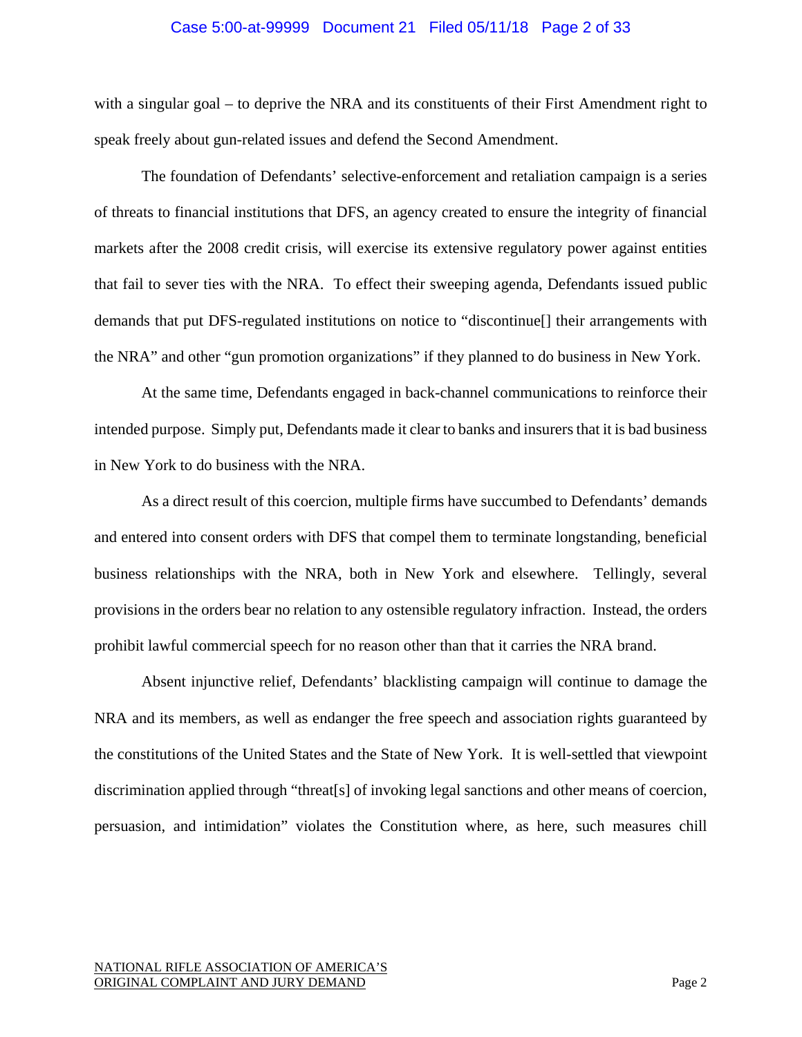with a singular goal – to deprive the NRA and its constituents of their First Amendment right to speak freely about gun-related issues and defend the Second Amendment.

The foundation of Defendants' selective-enforcement and retaliation campaign is a series of threats to financial institutions that DFS, an agency created to ensure the integrity of financial markets after the 2008 credit crisis, will exercise its extensive regulatory power against entities that fail to sever ties with the NRA. To effect their sweeping agenda, Defendants issued public demands that put DFS-regulated institutions on notice to "discontinue[] their arrangements with the NRA" and other "gun promotion organizations" if they planned to do business in New York.

At the same time, Defendants engaged in back-channel communications to reinforce their intended purpose. Simply put, Defendants made it clear to banks and insurers that it is bad business in New York to do business with the NRA.

As a direct result of this coercion, multiple firms have succumbed to Defendants' demands and entered into consent orders with DFS that compel them to terminate longstanding, beneficial business relationships with the NRA, both in New York and elsewhere. Tellingly, several provisions in the orders bear no relation to any ostensible regulatory infraction. Instead, the orders prohibit lawful commercial speech for no reason other than that it carries the NRA brand.

Absent injunctive relief, Defendants' blacklisting campaign will continue to damage the NRA and its members, as well as endanger the free speech and association rights guaranteed by the constitutions of the United States and the State of New York. It is well-settled that viewpoint discrimination applied through "threat[s] of invoking legal sanctions and other means of coercion, persuasion, and intimidation" violates the Constitution where, as here, such measures chill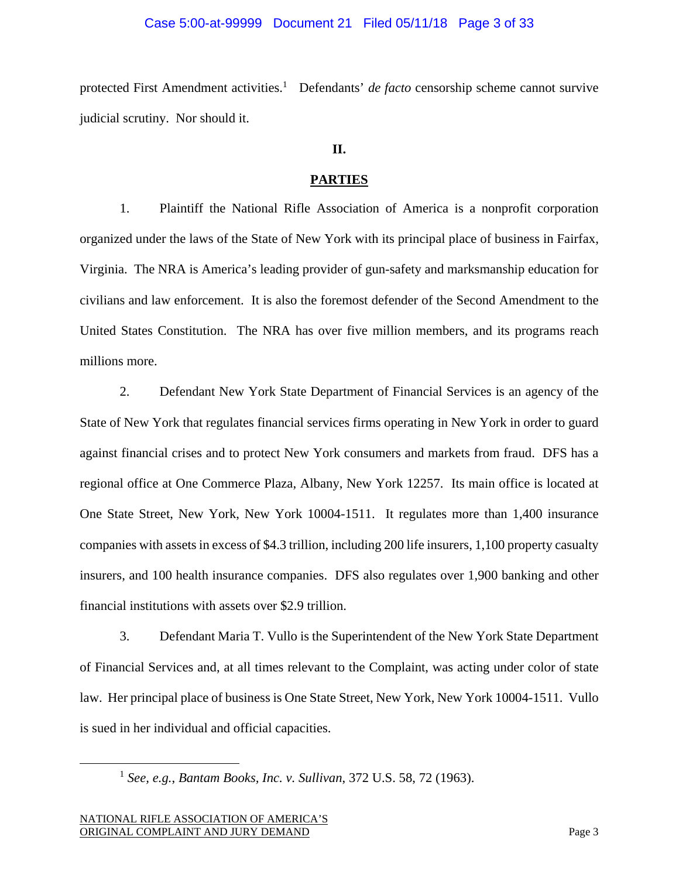protected First Amendment activities.[1] Defendants' *de facto* censorship scheme cannot survive judicial scrutiny. Nor should it.

## II.

## PARTIES

1. Plaintiff the National Rifle Association of America is a nonprofit corporation organized under the laws of the State of New York with its principal place of business in Fairfax, Virginia. The NRA is America's leading provider of gun-safety and marksmanship education for civilians and law enforcement. It is also the foremost defender of the Second Amendment to the United States Constitution. The NRA has over five million members, and its programs reach millions more.

2. Defendant New York State Department of Financial Services is an agency of the State of New York that regulates financial services firms operating in New York in order to guard against financial crises and to protect New York consumers and markets from fraud. DFS has a regional office at One Commerce Plaza, Albany, New York 12257. Its main office is located at One State Street, New York, New York 10004-1511. It regulates more than 1,400 insurance companies with assets in excess of $4.3 trillion, including 200 life insurers, 1,100 property casualty insurers, and 100 health insurance companies. DFS also regulates over 1,900 banking and other financial institutions with assets over $2.9 trillion.

3. Defendant Maria T. Vullo is the Superintendent of the New York State Department of Financial Services and, at all times relevant to the Complaint, was acting under color of state law. Her principal place of business is One State Street, New York, New York 10004-1511. Vullo is sued in her individual and official capacities.

---

[1] *See, e.g.*, *Bantam Books, Inc. v. Sullivan*, 372 U.S. 58, 72 (1963).

NATIONAL RIFLE ASSOCIATION OF AMERICA'S ORIGINAL COMPLAINT AND JURY DEMAND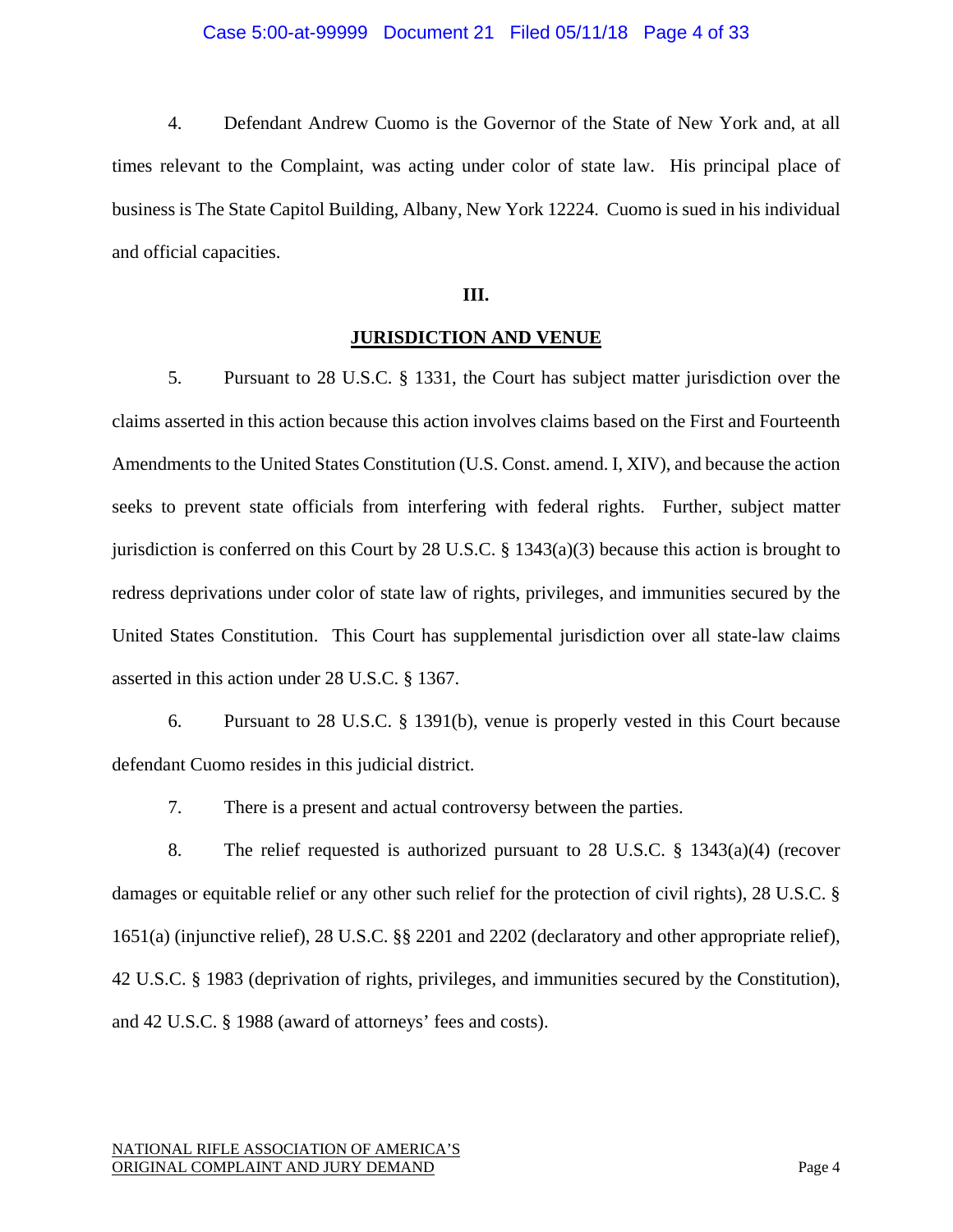4. Defendant Andrew Cuomo is the Governor of the State of New York and, at all times relevant to the Complaint, was acting under color of state law. His principal place of business is The State Capitol Building, Albany, New York 12224. Cuomo is sued in his individual and official capacities.

## III.

## JURISDICTION AND VENUE

5. Pursuant to 28 U.S.C. § 1331, the Court has subject matter jurisdiction over the claims asserted in this action because this action involves claims based on the First and Fourteenth Amendments to the United States Constitution (U.S. Const. amend. I, XIV), and because the action seeks to prevent state officials from interfering with federal rights. Further, subject matter jurisdiction is conferred on this Court by 28 U.S.C. § 1343(a)(3) because this action is brought to redress deprivations under color of state law of rights, privileges, and immunities secured by the United States Constitution. This Court has supplemental jurisdiction over all state-law claims asserted in this action under 28 U.S.C. § 1367.

6. Pursuant to 28 U.S.C. § 1391(b), venue is properly vested in this Court because defendant Cuomo resides in this judicial district.

7. There is a present and actual controversy between the parties.

8. The relief requested is authorized pursuant to 28 U.S.C. § 1343(a)(4) (recover damages or equitable relief or any other such relief for the protection of civil rights), 28 U.S.C. § 1651(a) (injunctive relief), 28 U.S.C. §§ 2201 and 2202 (declaratory and other appropriate relief), 42 U.S.C. § 1983 (deprivation of rights, privileges, and immunities secured by the Constitution), and 42 U.S.C. § 1988 (award of attorneys' fees and costs).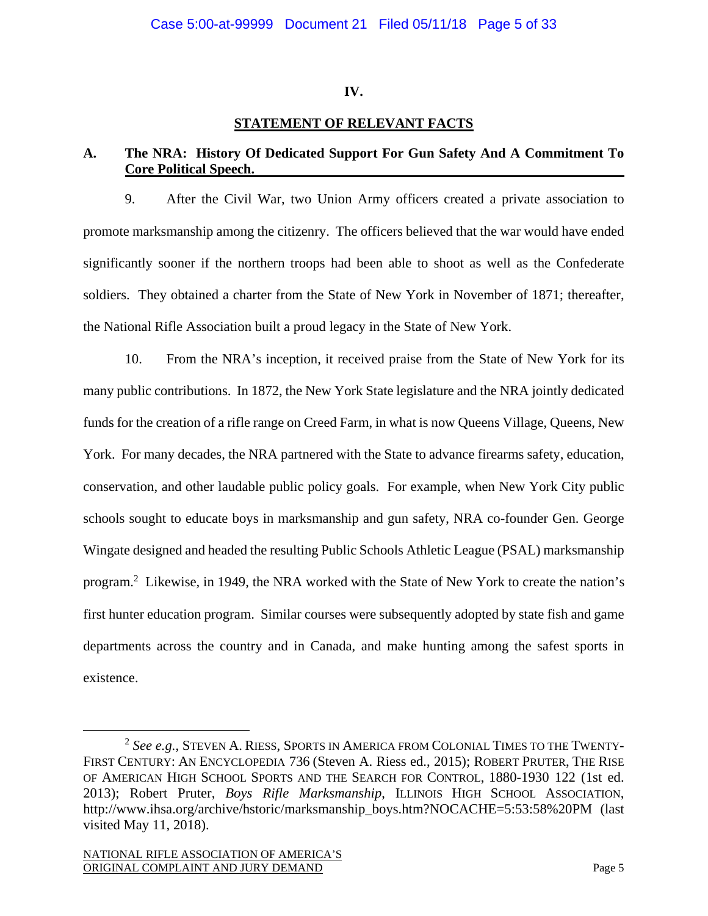**IV.**

**STATEMENT OF RELEVANT FACTS**

**A. The NRA: History Of Dedicated Support For Gun Safety And A Commitment To Core Political Speech.**

9. After the Civil War, two Union Army officers created a private association to promote marksmanship among the citizenry. The officers believed that the war would have ended significantly sooner if the northern troops had been able to shoot as well as the Confederate soldiers. They obtained a charter from the State of New York in November of 1871; thereafter, the National Rifle Association built a proud legacy in the State of New York.

10. From the NRA's inception, it received praise from the State of New York for its many public contributions. In 1872, the New York State legislature and the NRA jointly dedicated funds for the creation of a rifle range on Creed Farm, in what is now Queens Village, Queens, New York. For many decades, the NRA partnered with the State to advance firearms safety, education, conservation, and other laudable public policy goals. For example, when New York City public schools sought to educate boys in marksmanship and gun safety, NRA co-founder Gen. George Wingate designed and headed the resulting Public Schools Athletic League (PSAL) marksmanship program.[2] Likewise, in 1949, the NRA worked with the State of New York to create the nation's first hunter education program. Similar courses were subsequently adopted by state fish and game departments across the country and in Canada, and make hunting among the safest sports in existence.

---

[2] *See e.g.*, STEVEN A. RIESS, SPORTS IN AMERICA FROM COLONIAL TIMES TO THE TWENTY-FIRST CENTURY: AN ENCYCLOPEDIA 736 (Steven A. Riess ed., 2015); ROBERT PRUTER, THE RISE OF AMERICAN HIGH SCHOOL SPORTS AND THE SEARCH FOR CONTROL, 1880-1930 122 (1st ed. 2013); Robert Pruter, *Boys Rifle Marksmanship*, ILLINOIS HIGH SCHOOL ASSOCIATION, http://www.ihsa.org/archive/hstoric/marksmanship_boys.htm?NOCACHE=5:53:58%20PM (last visited May 11, 2018).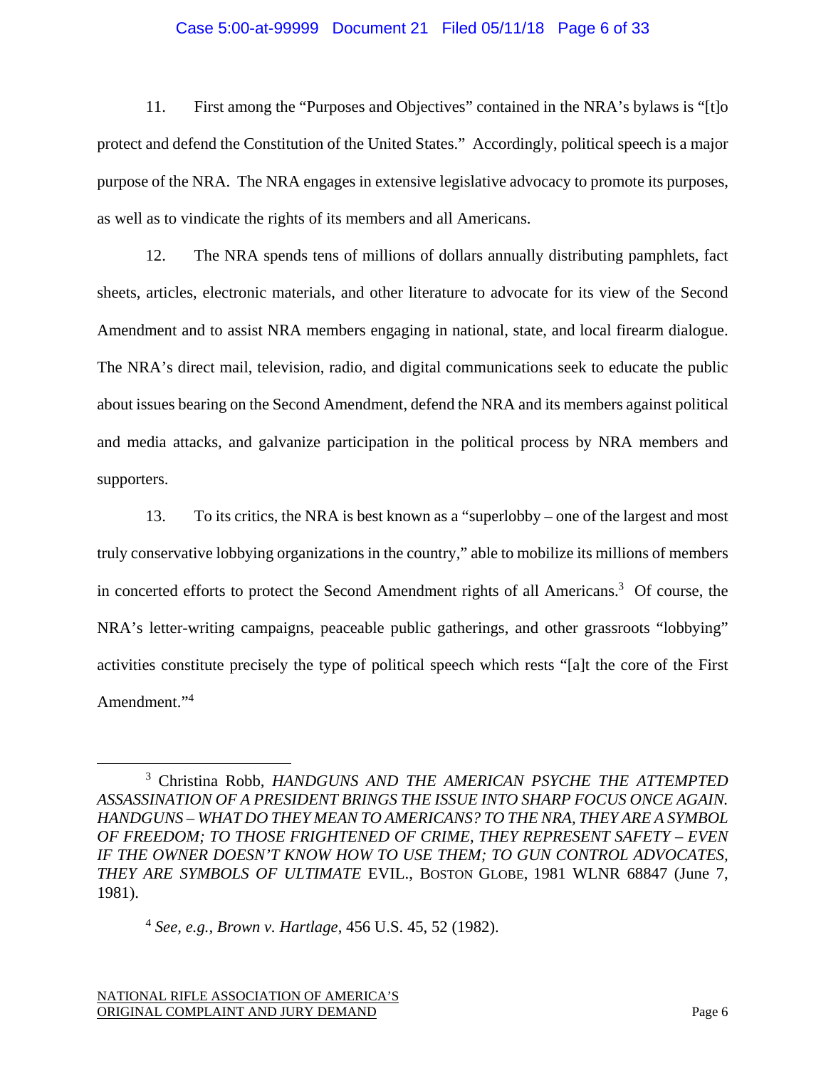11. First among the "Purposes and Objectives" contained in the NRA's bylaws is "[t]o protect and defend the Constitution of the United States." Accordingly, political speech is a major purpose of the NRA. The NRA engages in extensive legislative advocacy to promote its purposes, as well as to vindicate the rights of its members and all Americans.

12. The NRA spends tens of millions of dollars annually distributing pamphlets, fact sheets, articles, electronic materials, and other literature to advocate for its view of the Second Amendment and to assist NRA members engaging in national, state, and local firearm dialogue. The NRA's direct mail, television, radio, and digital communications seek to educate the public about issues bearing on the Second Amendment, defend the NRA and its members against political and media attacks, and galvanize participation in the political process by NRA members and supporters.

13. To its critics, the NRA is best known as a "superlobby – one of the largest and most truly conservative lobbying organizations in the country," able to mobilize its millions of members in concerted efforts to protect the Second Amendment rights of all Americans.[3] Of course, the NRA's letter-writing campaigns, peaceable public gatherings, and other grassroots "lobbying" activities constitute precisely the type of political speech which rests "[a]t the core of the First Amendment."[4]

---

[3] Christina Robb, *HANDGUNS AND THE AMERICAN PSYCHE THE ATTEMPTED ASSASSINATION OF A PRESIDENT BRINGS THE ISSUE INTO SHARP FOCUS ONCE AGAIN. HANDGUNS – WHAT DO THEY MEAN TO AMERICANS? TO THE NRA, THEY ARE A SYMBOL OF FREEDOM; TO THOSE FRIGHTENED OF CRIME, THEY REPRESENT SAFETY – EVEN IF THE OWNER DOESN'T KNOW HOW TO USE THEM; TO GUN CONTROL ADVOCATES, THEY ARE SYMBOLS OF ULTIMATE* EVIL., BOSTON GLOBE, 1981 WLNR 68847 (June 7, 1981).

[4] *See, e.g.*, *Brown v. Hartlage*, 456 U.S. 45, 52 (1982).

NATIONAL RIFLE ASSOCIATION OF AMERICA'S ORIGINAL COMPLAINT AND JURY DEMAND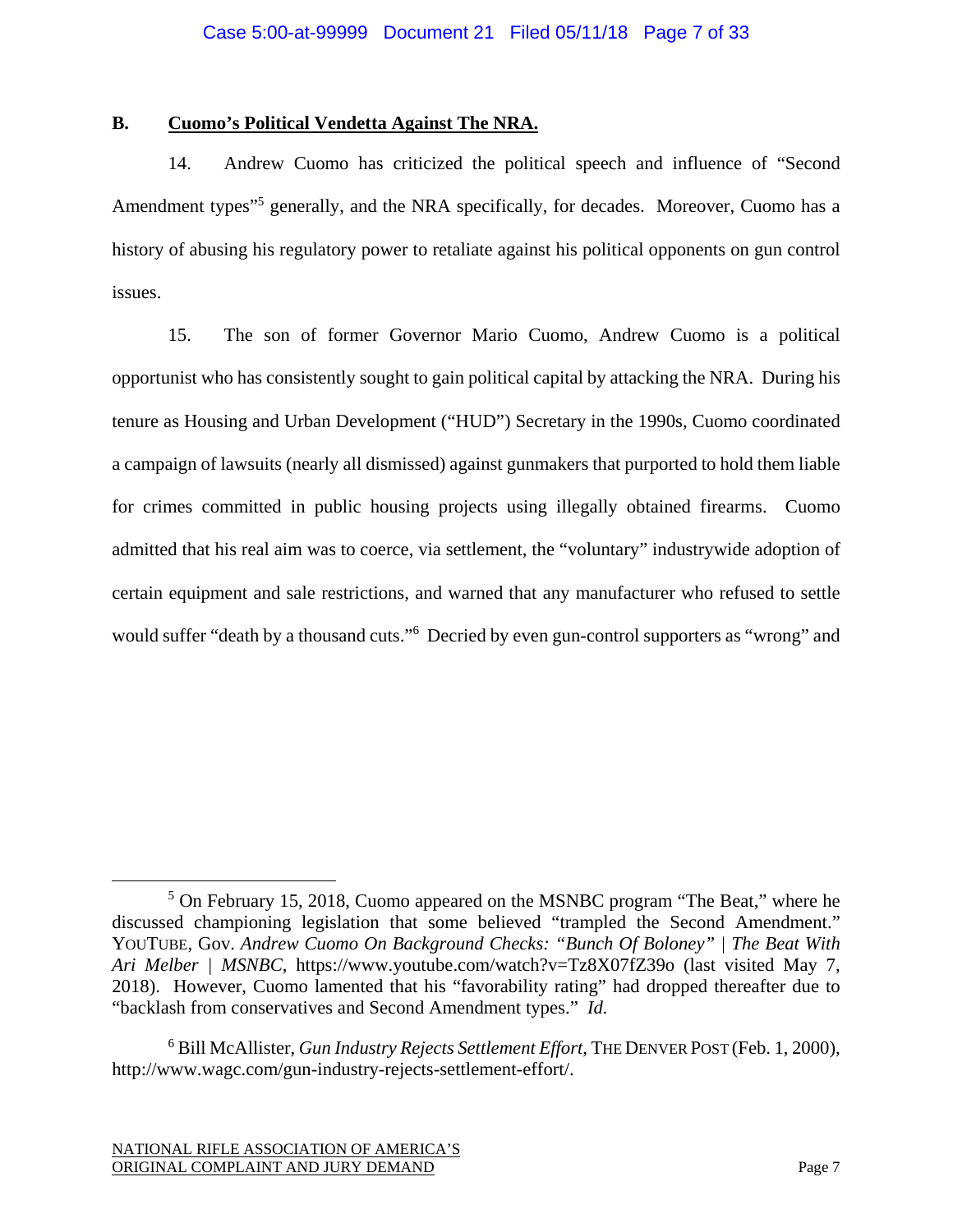### B. Cuomo's Political Vendetta Against The NRA.

14. Andrew Cuomo has criticized the political speech and influence of "Second Amendment types"[5] generally, and the NRA specifically, for decades. Moreover, Cuomo has a history of abusing his regulatory power to retaliate against his political opponents on gun control issues.

15. The son of former Governor Mario Cuomo, Andrew Cuomo is a political opportunist who has consistently sought to gain political capital by attacking the NRA. During his tenure as Housing and Urban Development ("HUD") Secretary in the 1990s, Cuomo coordinated a campaign of lawsuits (nearly all dismissed) against gunmakers that purported to hold them liable for crimes committed in public housing projects using illegally obtained firearms. Cuomo admitted that his real aim was to coerce, via settlement, the "voluntary" industrywide adoption of certain equipment and sale restrictions, and warned that any manufacturer who refused to settle would suffer "death by a thousand cuts."[6] Decried by even gun-control supporters as "wrong" and

---

[5] On February 15, 2018, Cuomo appeared on the MSNBC program "The Beat," where he discussed championing legislation that some believed "trampled the Second Amendment." YOUTUBE, Gov. *Andrew Cuomo On Background Checks: "Bunch Of Boloney" | The Beat With Ari Melber | MSNBC*, https://www.youtube.com/watch?v=Tz8X07fZ39o (last visited May 7, 2018). However, Cuomo lamented that his "favorability rating" had dropped thereafter due to "backlash from conservatives and Second Amendment types." *Id.*

[6] Bill McAllister, *Gun Industry Rejects Settlement Effort*, THE DENVER POST (Feb. 1, 2000), http://www.wagc.com/gun-industry-rejects-settlement-effort/.

NATIONAL RIFLE ASSOCIATION OF AMERICA'S ORIGINAL COMPLAINT AND JURY DEMAND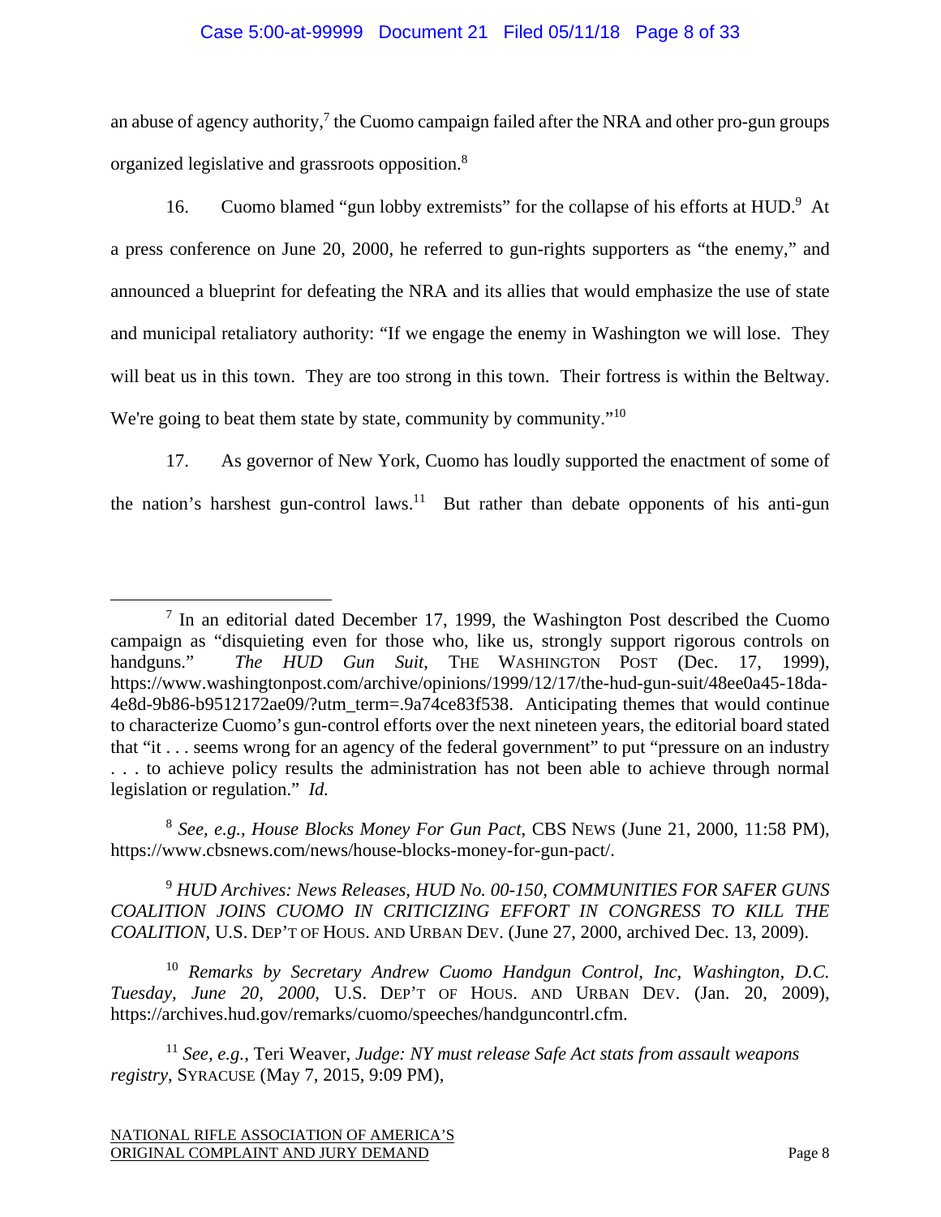an abuse of agency authority,[7] the Cuomo campaign failed after the NRA and other pro-gun groups organized legislative and grassroots opposition.[8]

16. Cuomo blamed "gun lobby extremists" for the collapse of his efforts at HUD.[9] At a press conference on June 20, 2000, he referred to gun-rights supporters as "the enemy," and announced a blueprint for defeating the NRA and its allies that would emphasize the use of state and municipal retaliatory authority: "If we engage the enemy in Washington we will lose. They will beat us in this town. They are too strong in this town. Their fortress is within the Beltway. We're going to beat them state by state, community by community."[10]

17. As governor of New York, Cuomo has loudly supported the enactment of some of the nation's harshest gun-control laws.[11] But rather than debate opponents of his anti-gun

---

[7] In an editorial dated December 17, 1999, the Washington Post described the Cuomo campaign as "disquieting even for those who, like us, strongly support rigorous controls on handguns." *The HUD Gun Suit*, THE WASHINGTON POST (Dec. 17, 1999), https://www.washingtonpost.com/archive/opinions/1999/12/17/the-hud-gun-suit/48ee0a45-18da-4e8d-9b86-b9512172ae09/?utm_term=.9a74ce83f538. Anticipating themes that would continue to characterize Cuomo's gun-control efforts over the next nineteen years, the editorial board stated that "it . . . seems wrong for an agency of the federal government" to put "pressure on an industry . . . to achieve policy results the administration has not been able to achieve through normal legislation or regulation." *Id.*

[8] *See, e.g.*, *House Blocks Money For Gun Pact*, CBS NEWS (June 21, 2000, 11:58 PM), https://www.cbsnews.com/news/house-blocks-money-for-gun-pact/.

[9] *HUD Archives: News Releases, HUD No. 00-150, COMMUNITIES FOR SAFER GUNS COALITION JOINS CUOMO IN CRITICIZING EFFORT IN CONGRESS TO KILL THE COALITION*, U.S. DEP'T OF HOUS. AND URBAN DEV. (June 27, 2000, archived Dec. 13, 2009).

[10] *Remarks by Secretary Andrew Cuomo Handgun Control, Inc, Washington, D.C. Tuesday, June 20, 2000*, U.S. DEP'T OF HOUS. AND URBAN DEV. (Jan. 20, 2009), https://archives.hud.gov/remarks/cuomo/speeches/handguncontrl.cfm.

[11] *See, e.g.*, Teri Weaver, *Judge: NY must release Safe Act stats from assault weapons registry*, SYRACUSE (May 7, 2015, 9:09 PM),

NATIONAL RIFLE ASSOCIATION OF AMERICA'S ORIGINAL COMPLAINT AND JURY DEMAND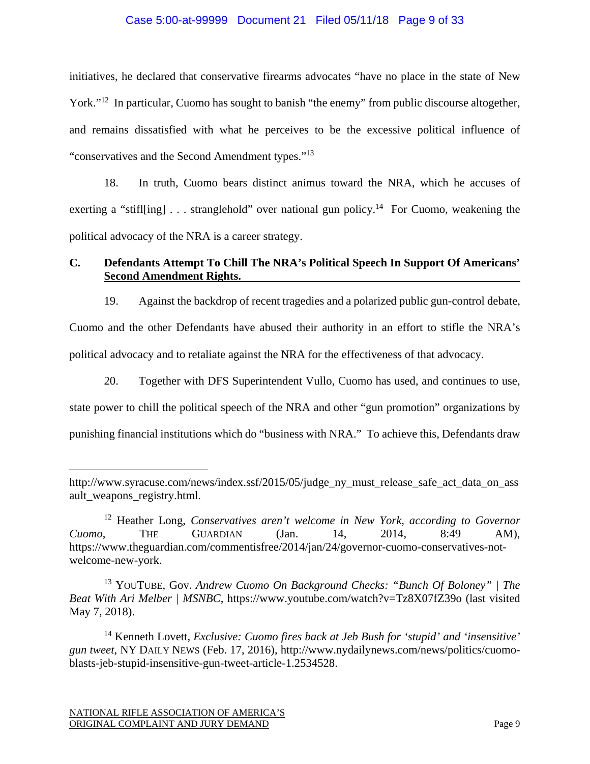initiatives, he declared that conservative firearms advocates "have no place in the state of New York."[12] In particular, Cuomo has sought to banish "the enemy" from public discourse altogether, and remains dissatisfied with what he perceives to be the excessive political influence of "conservatives and the Second Amendment types."[13]

18. In truth, Cuomo bears distinct animus toward the NRA, which he accuses of exerting a "stifl[ing] . . . stranglehold" over national gun policy.[14] For Cuomo, weakening the political advocacy of the NRA is a career strategy.

### C. Defendants Attempt To Chill The NRA's Political Speech In Support Of Americans' Second Amendment Rights.

19. Against the backdrop of recent tragedies and a polarized public gun-control debate, Cuomo and the other Defendants have abused their authority in an effort to stifle the NRA's political advocacy and to retaliate against the NRA for the effectiveness of that advocacy.

20. Together with DFS Superintendent Vullo, Cuomo has used, and continues to use, state power to chill the political speech of the NRA and other "gun promotion" organizations by punishing financial institutions which do "business with NRA." To achieve this, Defendants draw

---

http://www.syracuse.com/news/index.ssf/2015/05/judge_ny_must_release_safe_act_data_on_assault_weapons_registry.html.

[12] Heather Long, *Conservatives aren't welcome in New York, according to Governor Cuomo*, THE GUARDIAN (Jan. 14, 2014, 8:49 AM), https://www.theguardian.com/commentisfree/2014/jan/24/governor-cuomo-conservatives-not-welcome-new-york.

[13] YOUTUBE, Gov. *Andrew Cuomo On Background Checks: "Bunch Of Boloney" | The Beat With Ari Melber | MSNBC*, https://www.youtube.com/watch?v=Tz8X07fZ39o (last visited May 7, 2018).

[14] Kenneth Lovett, *Exclusive: Cuomo fires back at Jeb Bush for 'stupid' and 'insensitive' gun tweet*, NY DAILY NEWS (Feb. 17, 2016), http://www.nydailynews.com/news/politics/cuomo-blasts-jeb-stupid-insensitive-gun-tweet-article-1.2534528.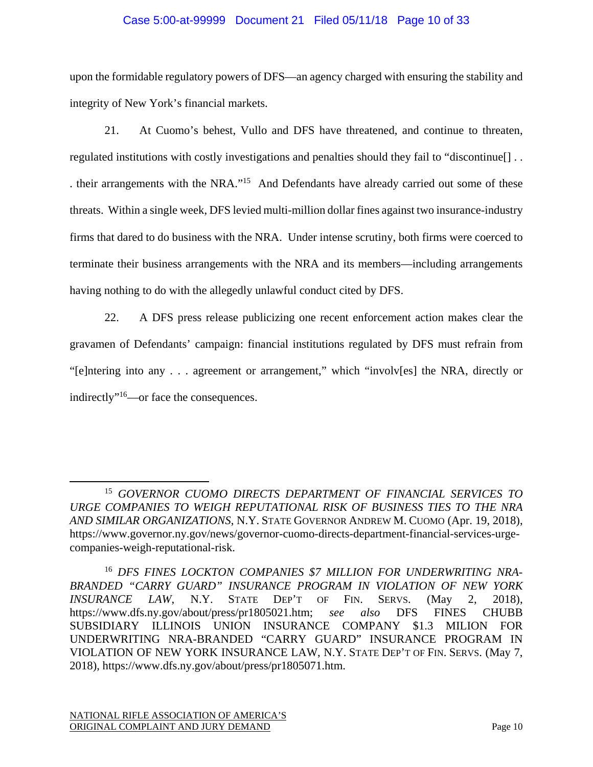upon the formidable regulatory powers of DFS—an agency charged with ensuring the stability and integrity of New York's financial markets.

21. At Cuomo's behest, Vullo and DFS have threatened, and continue to threaten, regulated institutions with costly investigations and penalties should they fail to "discontinue[] . . . their arrangements with the NRA."[15] And Defendants have already carried out some of these threats. Within a single week, DFS levied multi-million dollar fines against two insurance-industry firms that dared to do business with the NRA. Under intense scrutiny, both firms were coerced to terminate their business arrangements with the NRA and its members—including arrangements having nothing to do with the allegedly unlawful conduct cited by DFS.

22. A DFS press release publicizing one recent enforcement action makes clear the gravamen of Defendants' campaign: financial institutions regulated by DFS must refrain from "[e]ntering into any . . . agreement or arrangement," which "involv[es] the NRA, directly or indirectly"[16]—or face the consequences.

---

[15] *GOVERNOR CUOMO DIRECTS DEPARTMENT OF FINANCIAL SERVICES TO URGE COMPANIES TO WEIGH REPUTATIONAL RISK OF BUSINESS TIES TO THE NRA AND SIMILAR ORGANIZATIONS*, N.Y. STATE GOVERNOR ANDREW M. CUOMO (Apr. 19, 2018), https://www.governor.ny.gov/news/governor-cuomo-directs-department-financial-services-urge-companies-weigh-reputational-risk.

[16] *DFS FINES LOCKTON COMPANIES $7 MILLION FOR UNDERWRITING NRA-BRANDED "CARRY GUARD" INSURANCE PROGRAM IN VIOLATION OF NEW YORK INSURANCE LAW*, N.Y. STATE DEP'T OF FIN. SERVS. (May 2, 2018), https://www.dfs.ny.gov/about/press/pr1805021.htm; *see also* DFS FINES CHUBB SUBSIDIARY ILLINOIS UNION INSURANCE COMPANY $1.3 MILION FOR UNDERWRITING NRA-BRANDED "CARRY GUARD" INSURANCE PROGRAM IN VIOLATION OF NEW YORK INSURANCE LAW, N.Y. STATE DEP'T OF FIN. SERVS. (May 7, 2018), https://www.dfs.ny.gov/about/press/pr1805071.htm.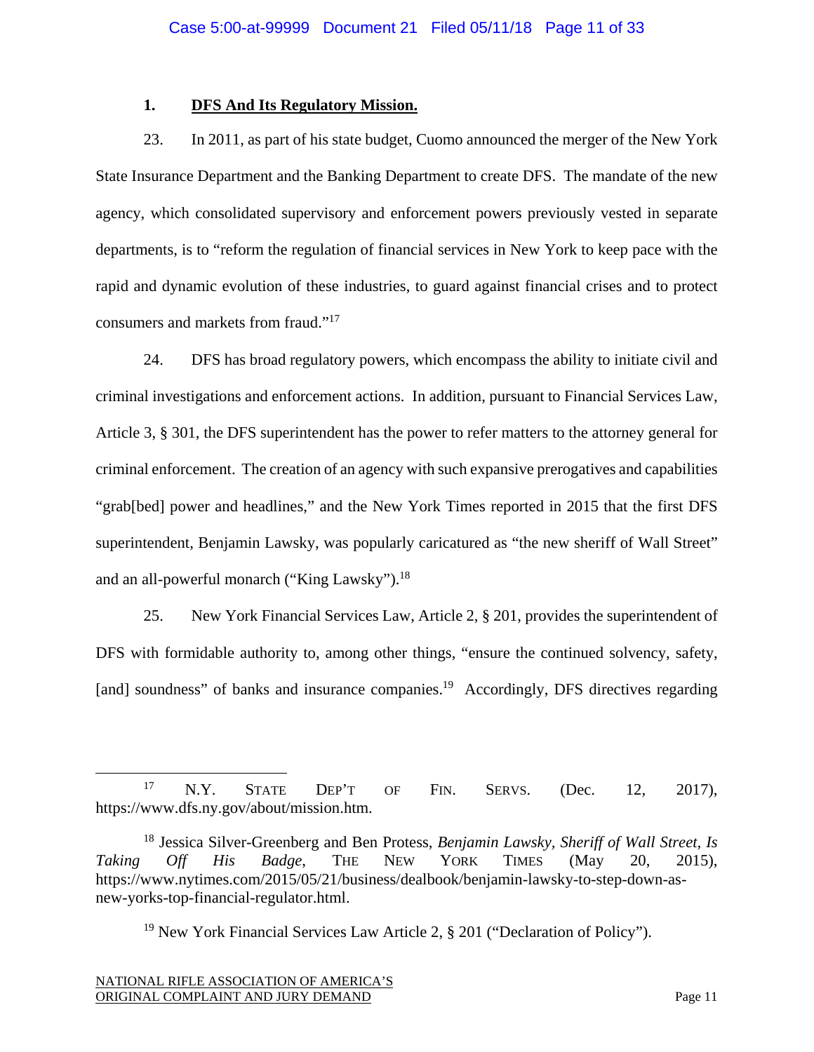### 1. **DFS And Its Regulatory Mission.**

23. In 2011, as part of his state budget, Cuomo announced the merger of the New York State Insurance Department and the Banking Department to create DFS. The mandate of the new agency, which consolidated supervisory and enforcement powers previously vested in separate departments, is to "reform the regulation of financial services in New York to keep pace with the rapid and dynamic evolution of these industries, to guard against financial crises and to protect consumers and markets from fraud."[17]

24. DFS has broad regulatory powers, which encompass the ability to initiate civil and criminal investigations and enforcement actions. In addition, pursuant to Financial Services Law, Article 3, § 301, the DFS superintendent has the power to refer matters to the attorney general for criminal enforcement. The creation of an agency with such expansive prerogatives and capabilities "grab[bed] power and headlines," and the New York Times reported in 2015 that the first DFS superintendent, Benjamin Lawsky, was popularly caricatured as "the new sheriff of Wall Street" and an all-powerful monarch ("King Lawsky").[18]

25. New York Financial Services Law, Article 2, § 201, provides the superintendent of DFS with formidable authority to, among other things, "ensure the continued solvency, safety, [and] soundness" of banks and insurance companies.[19] Accordingly, DFS directives regarding

---

[17] N.Y. STATE DEP'T OF FIN. SERVS. (Dec. 12, 2017), https://www.dfs.ny.gov/about/mission.htm.

[18] Jessica Silver-Greenberg and Ben Protess, *Benjamin Lawsky, Sheriff of Wall Street, Is Taking Off His Badge*, THE NEW YORK TIMES (May 20, 2015), https://www.nytimes.com/2015/05/21/business/dealbook/benjamin-lawsky-to-step-down-as-new-yorks-top-financial-regulator.html.

[19] New York Financial Services Law Article 2, § 201 ("Declaration of Policy").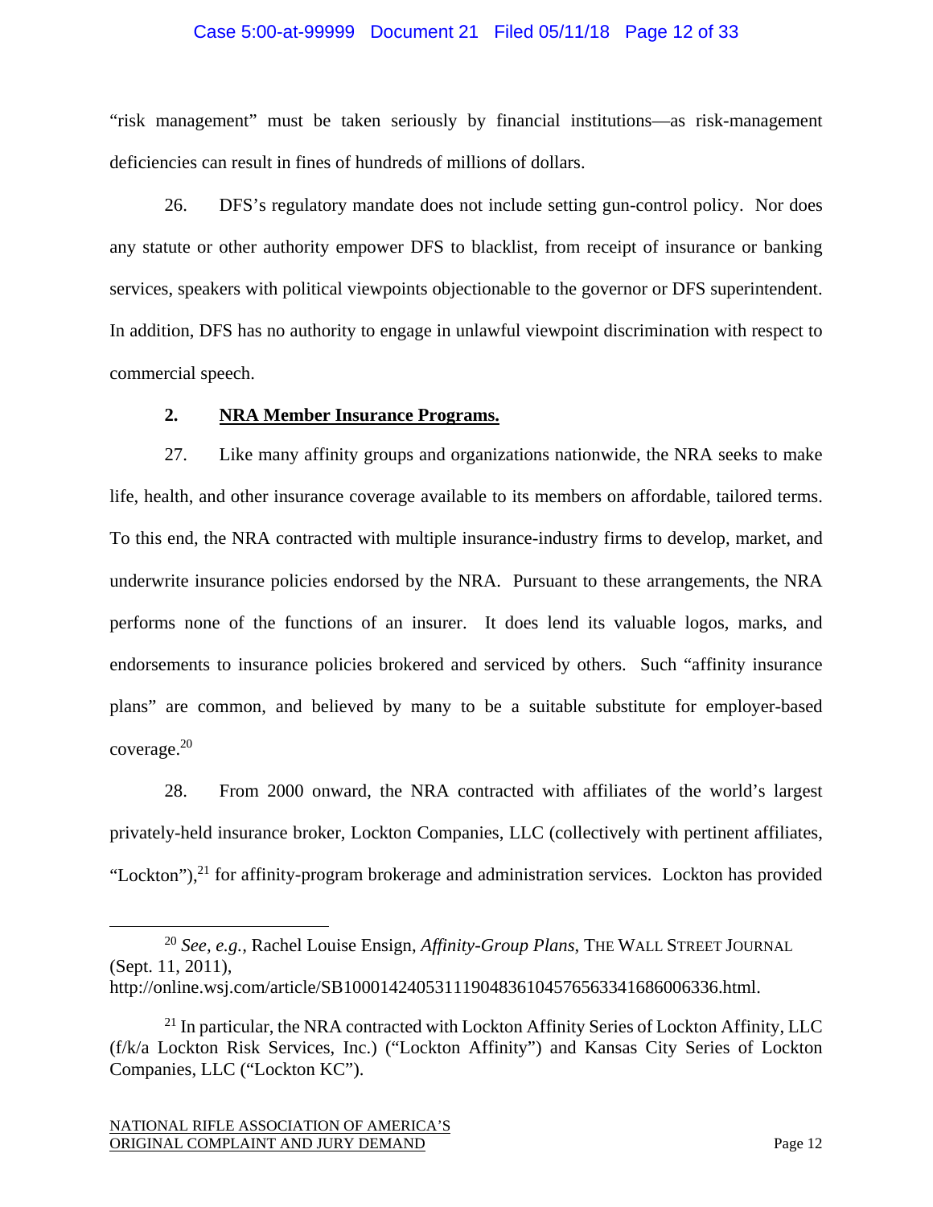"risk management" must be taken seriously by financial institutions—as risk-management deficiencies can result in fines of hundreds of millions of dollars.

26. DFS's regulatory mandate does not include setting gun-control policy. Nor does any statute or other authority empower DFS to blacklist, from receipt of insurance or banking services, speakers with political viewpoints objectionable to the governor or DFS superintendent. In addition, DFS has no authority to engage in unlawful viewpoint discrimination with respect to commercial speech.

**2. <u>NRA Member Insurance Programs.</u>**

27. Like many affinity groups and organizations nationwide, the NRA seeks to make life, health, and other insurance coverage available to its members on affordable, tailored terms. To this end, the NRA contracted with multiple insurance-industry firms to develop, market, and underwrite insurance policies endorsed by the NRA. Pursuant to these arrangements, the NRA performs none of the functions of an insurer. It does lend its valuable logos, marks, and endorsements to insurance policies brokered and serviced by others. Such "affinity insurance plans" are common, and believed by many to be a suitable substitute for employer-based coverage.[20]

28. From 2000 onward, the NRA contracted with affiliates of the world's largest privately-held insurance broker, Lockton Companies, LLC (collectively with pertinent affiliates, "Lockton"),[21] for affinity-program brokerage and administration services. Lockton has provided

---

[20] *See, e.g.*, Rachel Louise Ensign, *Affinity-Group Plans*, THE WALL STREET JOURNAL (Sept. 11, 2011), http://online.wsj.com/article/SB10001424053111904836104576563341686006336.html.

[21] In particular, the NRA contracted with Lockton Affinity Series of Lockton Affinity, LLC (f/k/a Lockton Risk Services, Inc.) ("Lockton Affinity") and Kansas City Series of Lockton Companies, LLC ("Lockton KC").

NATIONAL RIFLE ASSOCIATION OF AMERICA'S
ORIGINAL COMPLAINT AND JURY DEMAND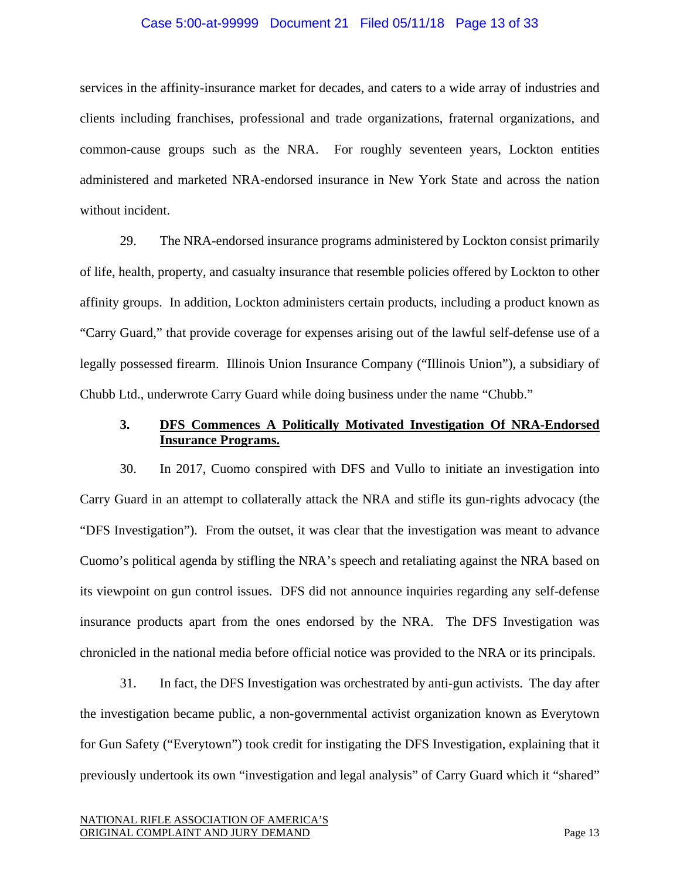services in the affinity-insurance market for decades, and caters to a wide array of industries and clients including franchises, professional and trade organizations, fraternal organizations, and common-cause groups such as the NRA. For roughly seventeen years, Lockton entities administered and marketed NRA-endorsed insurance in New York State and across the nation without incident.

29. The NRA-endorsed insurance programs administered by Lockton consist primarily of life, health, property, and casualty insurance that resemble policies offered by Lockton to other affinity groups. In addition, Lockton administers certain products, including a product known as "Carry Guard," that provide coverage for expenses arising out of the lawful self-defense use of a legally possessed firearm. Illinois Union Insurance Company ("Illinois Union"), a subsidiary of Chubb Ltd., underwrote Carry Guard while doing business under the name "Chubb."

### 3. DFS Commences A Politically Motivated Investigation Of NRA-Endorsed Insurance Programs.

30. In 2017, Cuomo conspired with DFS and Vullo to initiate an investigation into Carry Guard in an attempt to collaterally attack the NRA and stifle its gun-rights advocacy (the "DFS Investigation"). From the outset, it was clear that the investigation was meant to advance Cuomo's political agenda by stifling the NRA's speech and retaliating against the NRA based on its viewpoint on gun control issues. DFS did not announce inquiries regarding any self-defense insurance products apart from the ones endorsed by the NRA. The DFS Investigation was chronicled in the national media before official notice was provided to the NRA or its principals.

31. In fact, the DFS Investigation was orchestrated by anti-gun activists. The day after the investigation became public, a non-governmental activist organization known as Everytown for Gun Safety ("Everytown") took credit for instigating the DFS Investigation, explaining that it previously undertook its own "investigation and legal analysis" of Carry Guard which it "shared"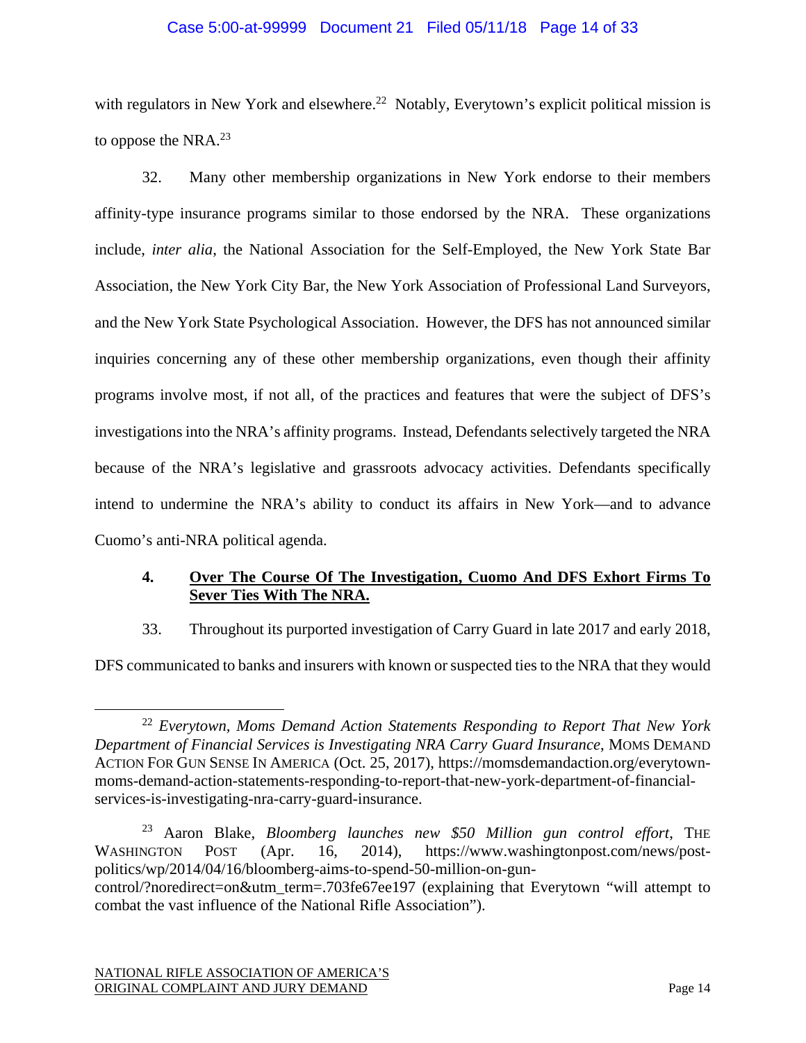with regulators in New York and elsewhere.[22] Notably, Everytown's explicit political mission is to oppose the NRA.[23]

32. Many other membership organizations in New York endorse to their members affinity-type insurance programs similar to those endorsed by the NRA. These organizations include, *inter alia*, the National Association for the Self-Employed, the New York State Bar Association, the New York City Bar, the New York Association of Professional Land Surveyors, and the New York State Psychological Association. However, the DFS has not announced similar inquiries concerning any of these other membership organizations, even though their affinity programs involve most, if not all, of the practices and features that were the subject of DFS's investigations into the NRA's affinity programs. Instead, Defendants selectively targeted the NRA because of the NRA's legislative and grassroots advocacy activities. Defendants specifically intend to undermine the NRA's ability to conduct its affairs in New York—and to advance Cuomo's anti-NRA political agenda.

**4. <u>Over The Course Of The Investigation, Cuomo And DFS Exhort Firms To Sever Ties With The NRA.</u>**

33. Throughout its purported investigation of Carry Guard in late 2017 and early 2018, DFS communicated to banks and insurers with known or suspected ties to the NRA that they would

---

[22] *Everytown, Moms Demand Action Statements Responding to Report That New York Department of Financial Services is Investigating NRA Carry Guard Insurance*, MOMS DEMAND ACTION FOR GUN SENSE IN AMERICA (Oct. 25, 2017), https://momsdemandaction.org/everytown-moms-demand-action-statements-responding-to-report-that-new-york-department-of-financial-services-is-investigating-nra-carry-guard-insurance.

[23] Aaron Blake, *Bloomberg launches new $50 Million gun control effort*, THE WASHINGTON POST (Apr. 16, 2014), https://www.washingtonpost.com/news/post-politics/wp/2014/04/16/bloomberg-aims-to-spend-50-million-on-gun-control/?noredirect=on&utm_term=.703fe67ee197 (explaining that Everytown "will attempt to combat the vast influence of the National Rifle Association").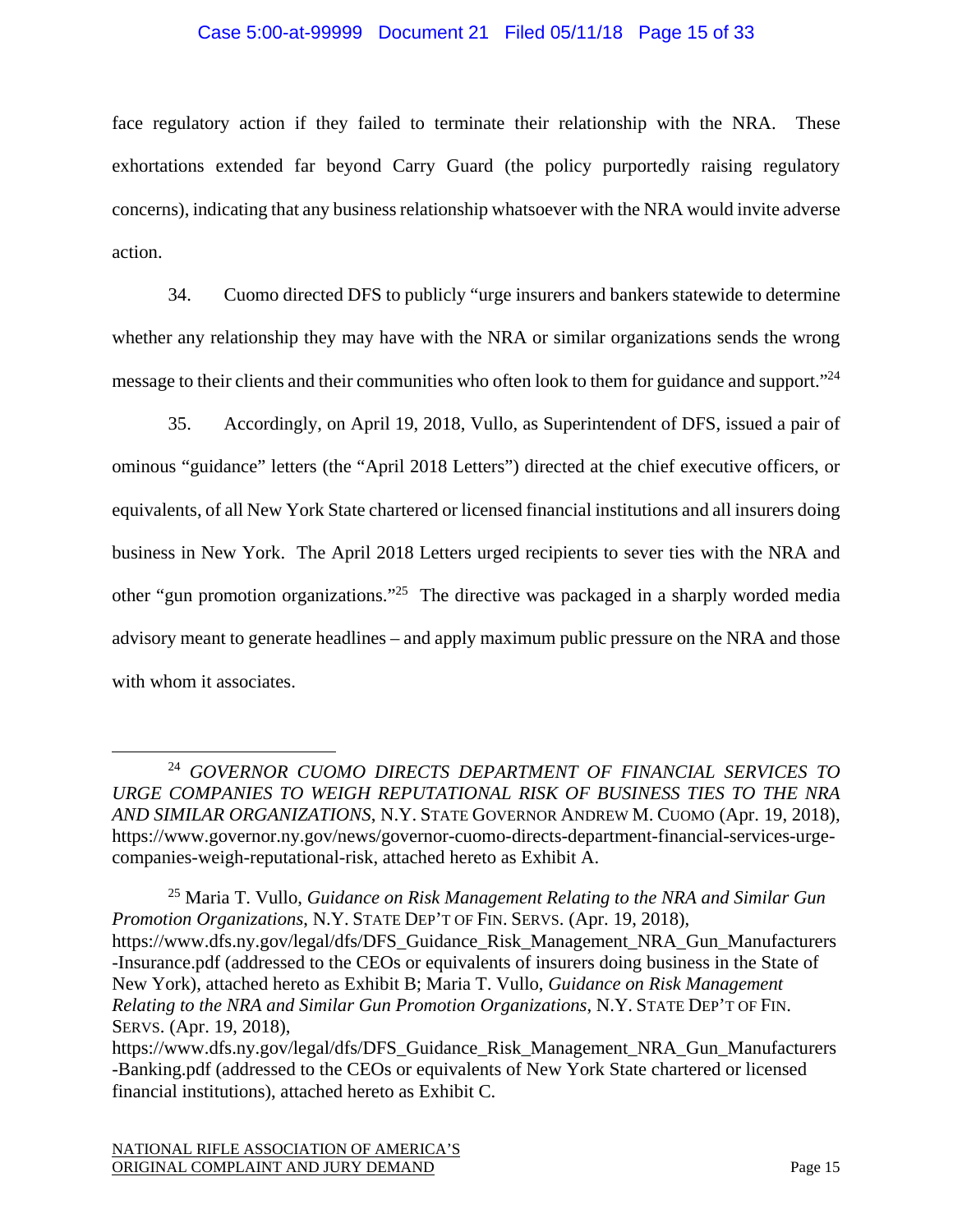face regulatory action if they failed to terminate their relationship with the NRA. These exhortations extended far beyond Carry Guard (the policy purportedly raising regulatory concerns), indicating that any business relationship whatsoever with the NRA would invite adverse action.

34. Cuomo directed DFS to publicly "urge insurers and bankers statewide to determine whether any relationship they may have with the NRA or similar organizations sends the wrong message to their clients and their communities who often look to them for guidance and support."[24]

35. Accordingly, on April 19, 2018, Vullo, as Superintendent of DFS, issued a pair of ominous "guidance" letters (the "April 2018 Letters") directed at the chief executive officers, or equivalents, of all New York State chartered or licensed financial institutions and all insurers doing business in New York. The April 2018 Letters urged recipients to sever ties with the NRA and other "gun promotion organizations."[25] The directive was packaged in a sharply worded media advisory meant to generate headlines – and apply maximum public pressure on the NRA and those with whom it associates.

---

[24] *GOVERNOR CUOMO DIRECTS DEPARTMENT OF FINANCIAL SERVICES TO URGE COMPANIES TO WEIGH REPUTATIONAL RISK OF BUSINESS TIES TO THE NRA AND SIMILAR ORGANIZATIONS*, N.Y. STATE GOVERNOR ANDREW M. CUOMO (Apr. 19, 2018), https://www.governor.ny.gov/news/governor-cuomo-directs-department-financial-services-urge-companies-weigh-reputational-risk, attached hereto as Exhibit A.

[25] Maria T. Vullo, *Guidance on Risk Management Relating to the NRA and Similar Gun Promotion Organizations*, N.Y. STATE DEP'T OF FIN. SERVS. (Apr. 19, 2018), https://www.dfs.ny.gov/legal/dfs/DFS_Guidance_Risk_Management_NRA_Gun_Manufacturers-Insurance.pdf (addressed to the CEOs or equivalents of insurers doing business in the State of New York), attached hereto as Exhibit B; Maria T. Vullo, *Guidance on Risk Management Relating to the NRA and Similar Gun Promotion Organizations*, N.Y. STATE DEP'T OF FIN. SERVS. (Apr. 19, 2018), https://www.dfs.ny.gov/legal/dfs/DFS_Guidance_Risk_Management_NRA_Gun_Manufacturers-Banking.pdf (addressed to the CEOs or equivalents of New York State chartered or licensed financial institutions), attached hereto as Exhibit C.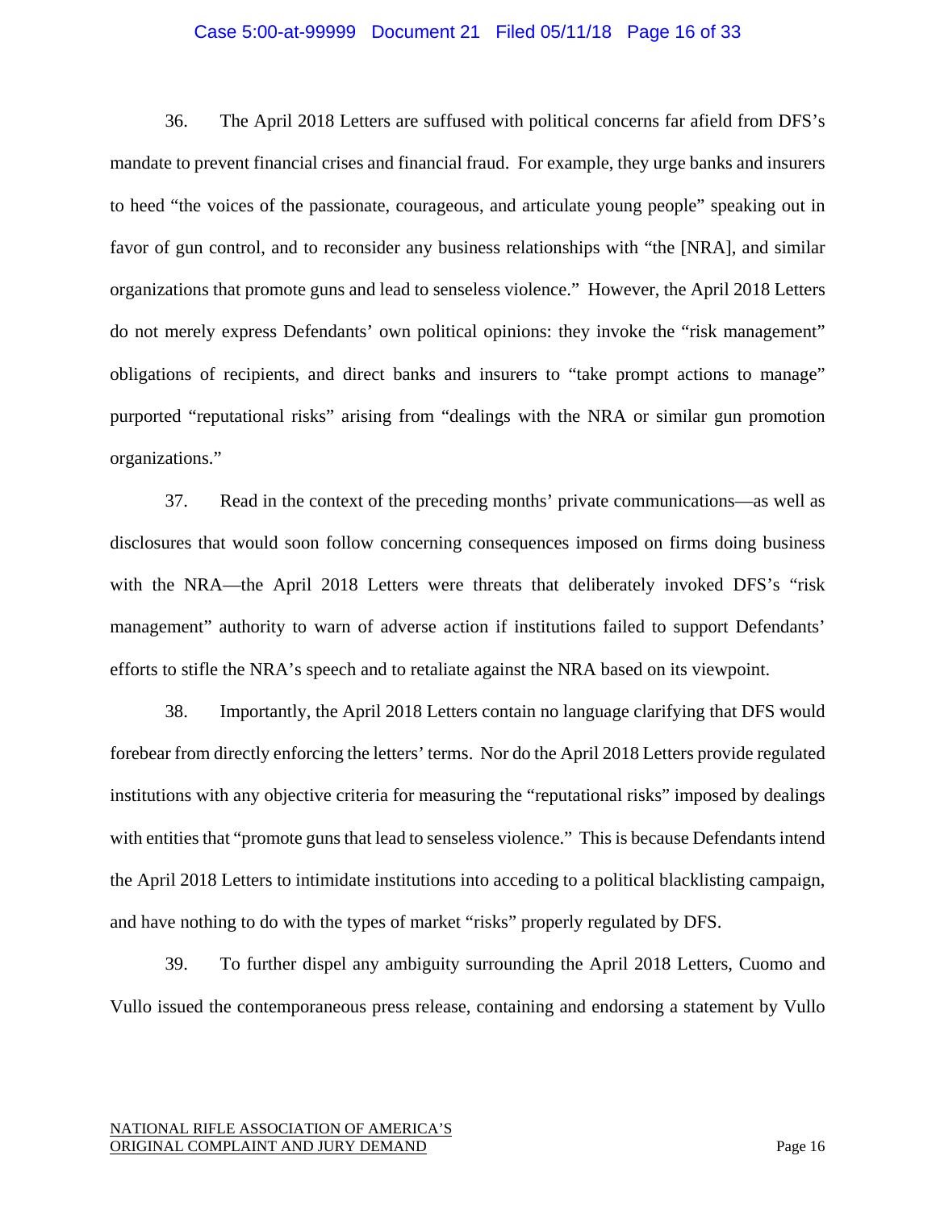36. The April 2018 Letters are suffused with political concerns far afield from DFS's mandate to prevent financial crises and financial fraud. For example, they urge banks and insurers to heed "the voices of the passionate, courageous, and articulate young people" speaking out in favor of gun control, and to reconsider any business relationships with "the [NRA], and similar organizations that promote guns and lead to senseless violence." However, the April 2018 Letters do not merely express Defendants' own political opinions: they invoke the "risk management" obligations of recipients, and direct banks and insurers to "take prompt actions to manage" purported "reputational risks" arising from "dealings with the NRA or similar gun promotion organizations."

37. Read in the context of the preceding months' private communications—as well as disclosures that would soon follow concerning consequences imposed on firms doing business with the NRA—the April 2018 Letters were threats that deliberately invoked DFS's "risk management" authority to warn of adverse action if institutions failed to support Defendants' efforts to stifle the NRA's speech and to retaliate against the NRA based on its viewpoint.

38. Importantly, the April 2018 Letters contain no language clarifying that DFS would forebear from directly enforcing the letters' terms. Nor do the April 2018 Letters provide regulated institutions with any objective criteria for measuring the "reputational risks" imposed by dealings with entities that "promote guns that lead to senseless violence." This is because Defendants intend the April 2018 Letters to intimidate institutions into acceding to a political blacklisting campaign, and have nothing to do with the types of market "risks" properly regulated by DFS.

39. To further dispel any ambiguity surrounding the April 2018 Letters, Cuomo and Vullo issued the contemporaneous press release, containing and endorsing a statement by Vullo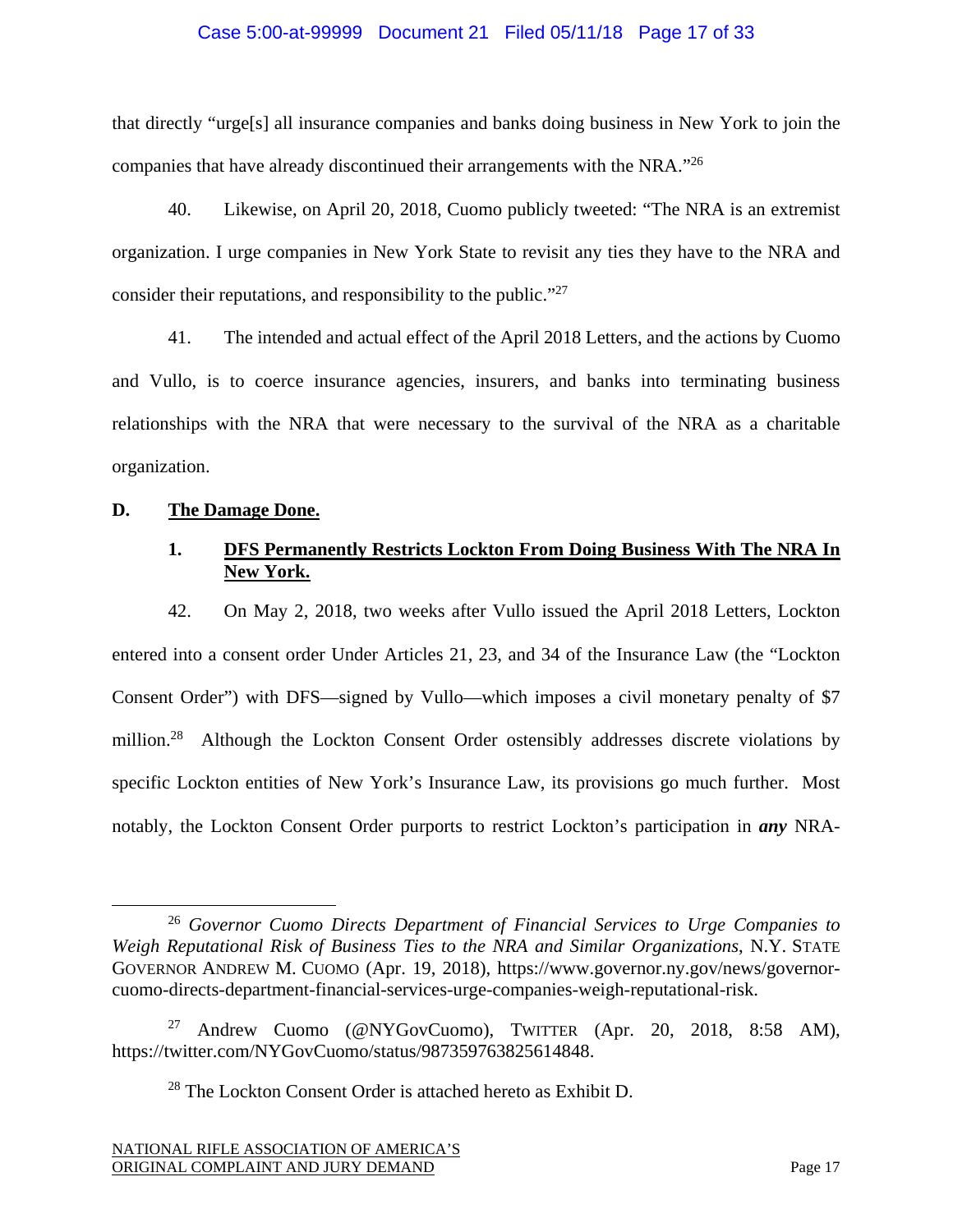that directly "urge[s] all insurance companies and banks doing business in New York to join the companies that have already discontinued their arrangements with the NRA."[26]

40. Likewise, on April 20, 2018, Cuomo publicly tweeted: "The NRA is an extremist organization. I urge companies in New York State to revisit any ties they have to the NRA and consider their reputations, and responsibility to the public."[27]

41. The intended and actual effect of the April 2018 Letters, and the actions by Cuomo and Vullo, is to coerce insurance agencies, insurers, and banks into terminating business relationships with the NRA that were necessary to the survival of the NRA as a charitable organization.

## D. <u>The Damage Done.</u>

### 1. <u>DFS Permanently Restricts Lockton From Doing Business With The NRA In New York.</u>

42. On May 2, 2018, two weeks after Vullo issued the April 2018 Letters, Lockton entered into a consent order Under Articles 21, 23, and 34 of the Insurance Law (the "Lockton Consent Order") with DFS—signed by Vullo—which imposes a civil monetary penalty of $7 million.[28] Although the Lockton Consent Order ostensibly addresses discrete violations by specific Lockton entities of New York's Insurance Law, its provisions go much further. Most notably, the Lockton Consent Order purports to restrict Lockton's participation in ***any*** NRA-

---

[26] *Governor Cuomo Directs Department of Financial Services to Urge Companies to Weigh Reputational Risk of Business Ties to the NRA and Similar Organizations*, N.Y. STATE GOVERNOR ANDREW M. CUOMO (Apr. 19, 2018), https://www.governor.ny.gov/news/governor-cuomo-directs-department-financial-services-urge-companies-weigh-reputational-risk.

[27] Andrew Cuomo (@NYGovCuomo), TWITTER (Apr. 20, 2018, 8:58 AM), https://twitter.com/NYGovCuomo/status/987359763825614848.

[28] The Lockton Consent Order is attached hereto as Exhibit D.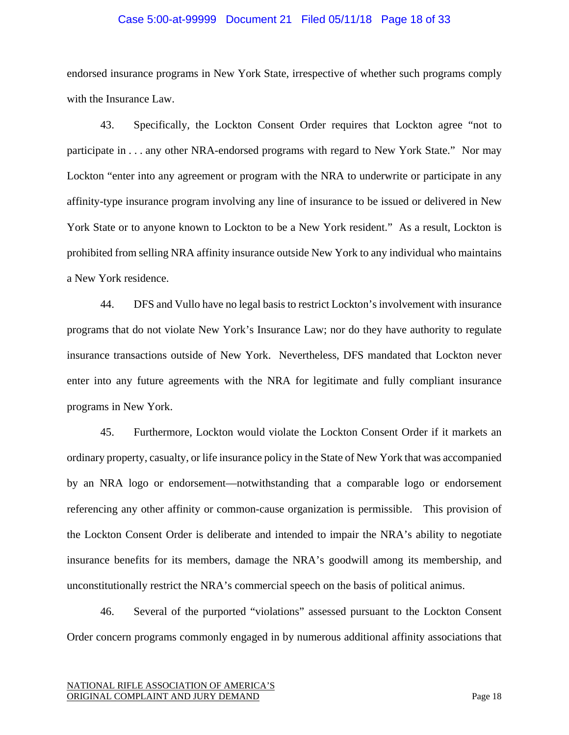endorsed insurance programs in New York State, irrespective of whether such programs comply with the Insurance Law.

43. Specifically, the Lockton Consent Order requires that Lockton agree "not to participate in . . . any other NRA-endorsed programs with regard to New York State." Nor may Lockton "enter into any agreement or program with the NRA to underwrite or participate in any affinity-type insurance program involving any line of insurance to be issued or delivered in New York State or to anyone known to Lockton to be a New York resident." As a result, Lockton is prohibited from selling NRA affinity insurance outside New York to any individual who maintains a New York residence.

44. DFS and Vullo have no legal basis to restrict Lockton's involvement with insurance programs that do not violate New York's Insurance Law; nor do they have authority to regulate insurance transactions outside of New York. Nevertheless, DFS mandated that Lockton never enter into any future agreements with the NRA for legitimate and fully compliant insurance programs in New York.

45. Furthermore, Lockton would violate the Lockton Consent Order if it markets an ordinary property, casualty, or life insurance policy in the State of New York that was accompanied by an NRA logo or endorsement—notwithstanding that a comparable logo or endorsement referencing any other affinity or common-cause organization is permissible. This provision of the Lockton Consent Order is deliberate and intended to impair the NRA's ability to negotiate insurance benefits for its members, damage the NRA's goodwill among its membership, and unconstitutionally restrict the NRA's commercial speech on the basis of political animus.

46. Several of the purported "violations" assessed pursuant to the Lockton Consent Order concern programs commonly engaged in by numerous additional affinity associations that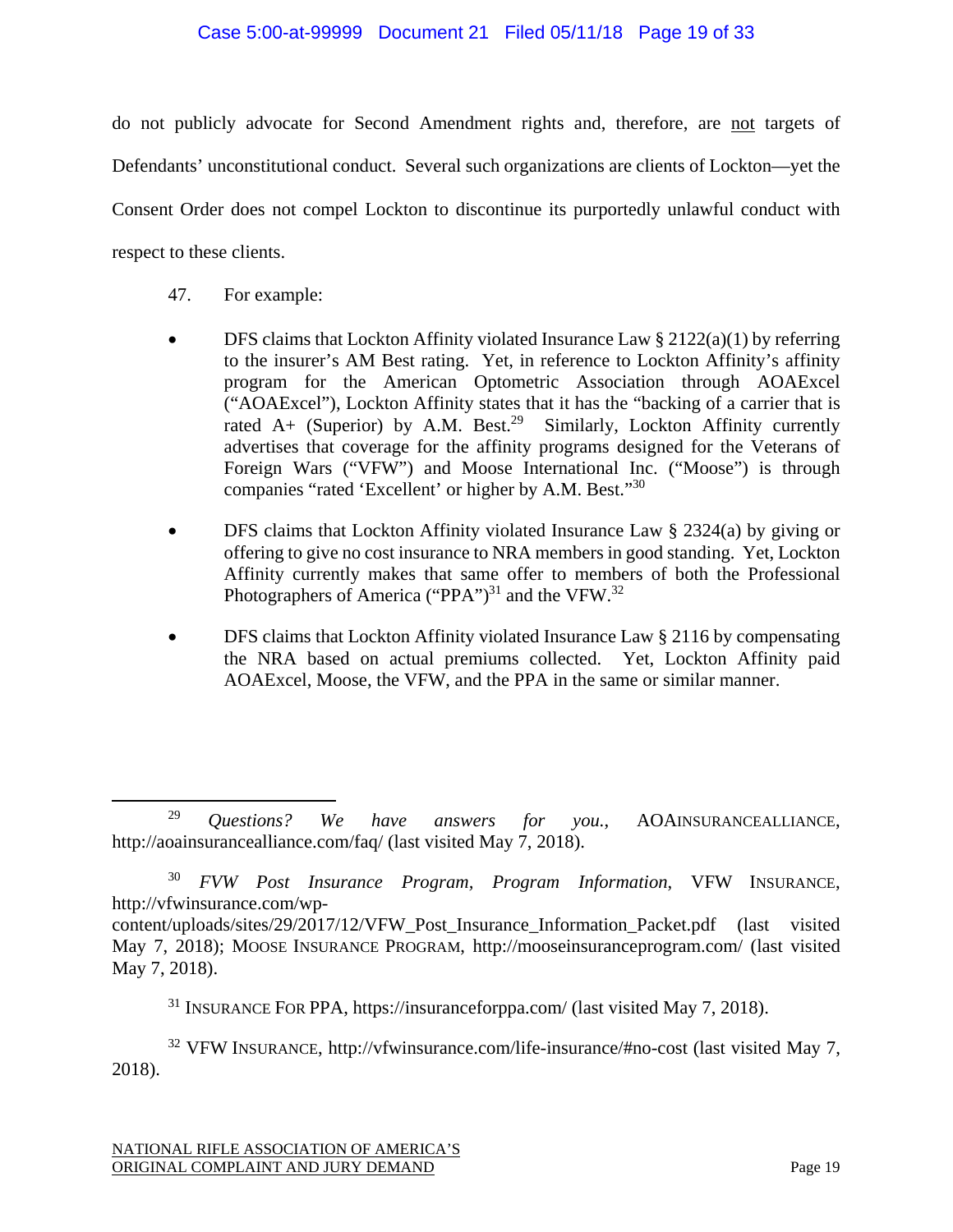do not publicly advocate for Second Amendment rights and, therefore, are not targets of Defendants' unconstitutional conduct. Several such organizations are clients of Lockton—yet the Consent Order does not compel Lockton to discontinue its purportedly unlawful conduct with respect to these clients.

47. For example:

- DFS claims that Lockton Affinity violated Insurance Law § 2122(a)(1) by referring to the insurer's AM Best rating. Yet, in reference to Lockton Affinity's affinity program for the American Optometric Association through AOAExcel ("AOAExcel"), Lockton Affinity states that it has the "backing of a carrier that is rated A+ (Superior) by A.M. Best.[29] Similarly, Lockton Affinity currently advertises that coverage for the affinity programs designed for the Veterans of Foreign Wars ("VFW") and Moose International Inc. ("Moose") is through companies "rated 'Excellent' or higher by A.M. Best."[30]

- DFS claims that Lockton Affinity violated Insurance Law § 2324(a) by giving or offering to give no cost insurance to NRA members in good standing. Yet, Lockton Affinity currently makes that same offer to members of both the Professional Photographers of America ("PPA")[31] and the VFW.[32]

- DFS claims that Lockton Affinity violated Insurance Law § 2116 by compensating the NRA based on actual premiums collected. Yet, Lockton Affinity paid AOAExcel, Moose, the VFW, and the PPA in the same or similar manner.

---

[29] *Questions? We have answers for you.*, AOAINSURANCEALLIANCE, http://aoainsurancealliance.com/faq/ (last visited May 7, 2018).

[30] *FVW Post Insurance Program, Program Information*, VFW INSURANCE, http://vfwinsurance.com/wp-content/uploads/sites/29/2017/12/VFW_Post_Insurance_Information_Packet.pdf (last visited May 7, 2018); MOOSE INSURANCE PROGRAM, http://mooseinsuranceprogram.com/ (last visited May 7, 2018).

[31] INSURANCE FOR PPA, https://insuranceforppa.com/ (last visited May 7, 2018).

[32] VFW INSURANCE, http://vfwinsurance.com/life-insurance/#no-cost (last visited May 7, 2018).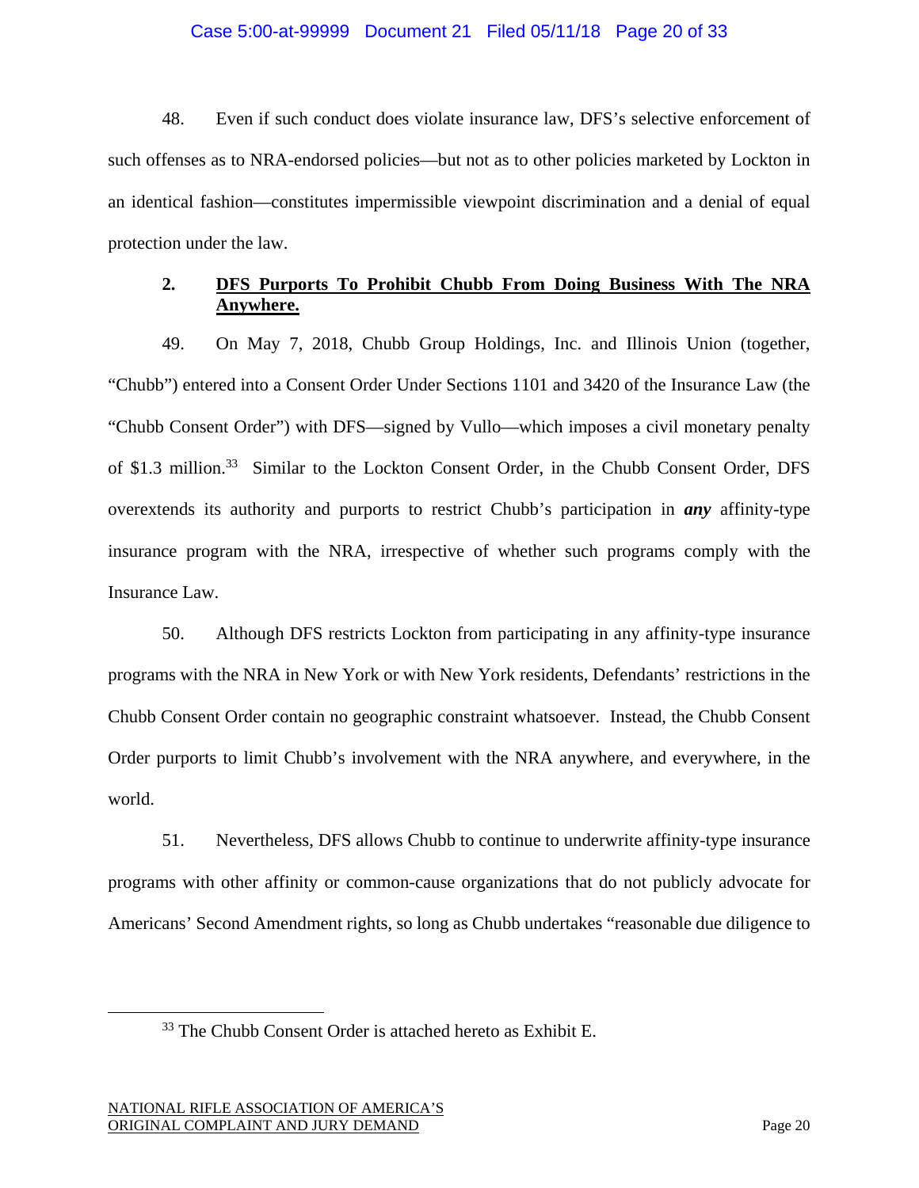48. Even if such conduct does violate insurance law, DFS's selective enforcement of such offenses as to NRA-endorsed policies—but not as to other policies marketed by Lockton in an identical fashion—constitutes impermissible viewpoint discrimination and a denial of equal protection under the law.

### 2. DFS Purports To Prohibit Chubb From Doing Business With The NRA Anywhere.

49. On May 7, 2018, Chubb Group Holdings, Inc. and Illinois Union (together, "Chubb") entered into a Consent Order Under Sections 1101 and 3420 of the Insurance Law (the "Chubb Consent Order") with DFS—signed by Vullo—which imposes a civil monetary penalty of $1.3 million.[33] Similar to the Lockton Consent Order, in the Chubb Consent Order, DFS overextends its authority and purports to restrict Chubb's participation in ***any*** affinity-type insurance program with the NRA, irrespective of whether such programs comply with the Insurance Law.

50. Although DFS restricts Lockton from participating in any affinity-type insurance programs with the NRA in New York or with New York residents, Defendants' restrictions in the Chubb Consent Order contain no geographic constraint whatsoever. Instead, the Chubb Consent Order purports to limit Chubb's involvement with the NRA anywhere, and everywhere, in the world.

51. Nevertheless, DFS allows Chubb to continue to underwrite affinity-type insurance programs with other affinity or common-cause organizations that do not publicly advocate for Americans' Second Amendment rights, so long as Chubb undertakes "reasonable due diligence to

[33] The Chubb Consent Order is attached hereto as Exhibit E.

NATIONAL RIFLE ASSOCIATION OF AMERICA'S ORIGINAL COMPLAINT AND JURY DEMAND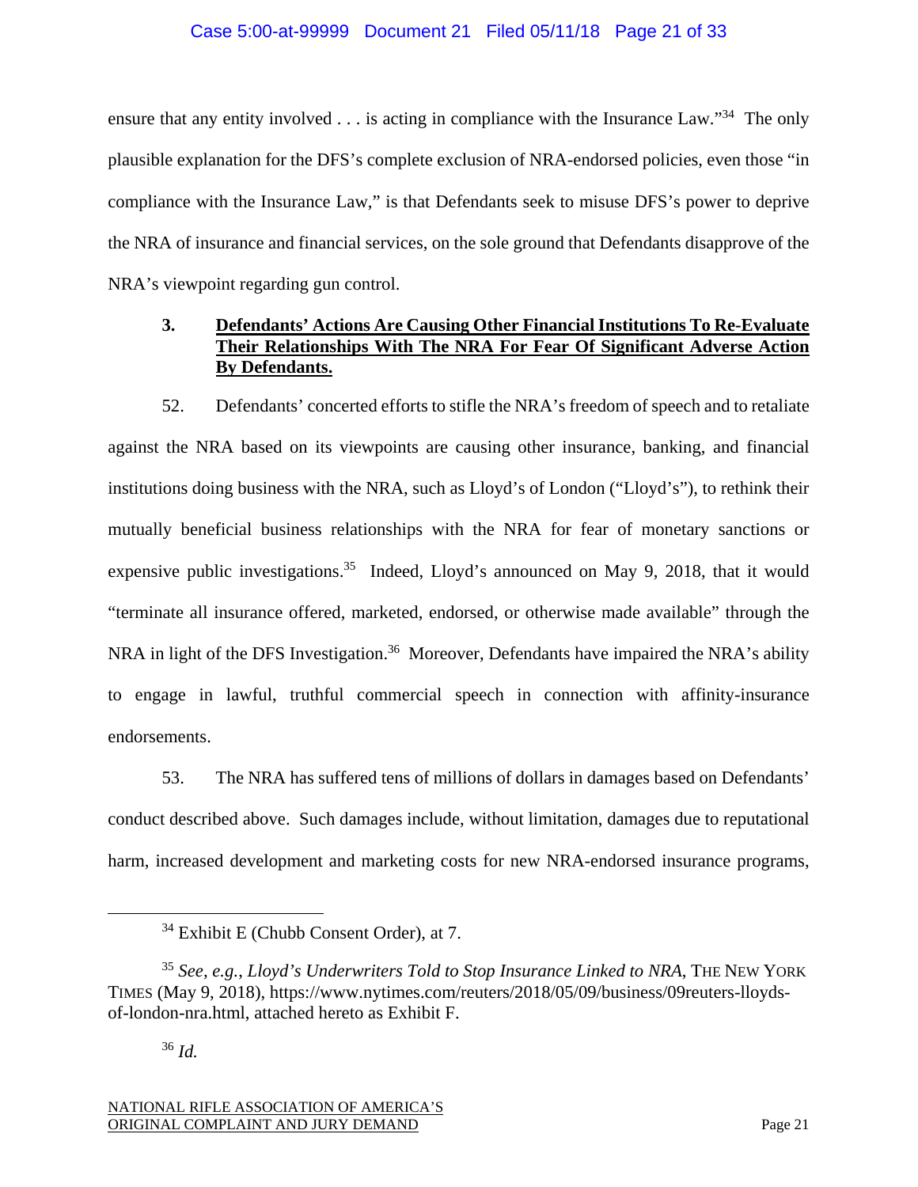ensure that any entity involved . . . is acting in compliance with the Insurance Law."[34] The only plausible explanation for the DFS's complete exclusion of NRA-endorsed policies, even those "in compliance with the Insurance Law," is that Defendants seek to misuse DFS's power to deprive the NRA of insurance and financial services, on the sole ground that Defendants disapprove of the NRA's viewpoint regarding gun control.

### 3. Defendants' Actions Are Causing Other Financial Institutions To Re-Evaluate Their Relationships With The NRA For Fear Of Significant Adverse Action By Defendants.

52. Defendants' concerted efforts to stifle the NRA's freedom of speech and to retaliate against the NRA based on its viewpoints are causing other insurance, banking, and financial institutions doing business with the NRA, such as Lloyd's of London ("Lloyd's"), to rethink their mutually beneficial business relationships with the NRA for fear of monetary sanctions or expensive public investigations.[35] Indeed, Lloyd's announced on May 9, 2018, that it would "terminate all insurance offered, marketed, endorsed, or otherwise made available" through the NRA in light of the DFS Investigation.[36] Moreover, Defendants have impaired the NRA's ability to engage in lawful, truthful commercial speech in connection with affinity-insurance endorsements.

53. The NRA has suffered tens of millions of dollars in damages based on Defendants' conduct described above. Such damages include, without limitation, damages due to reputational harm, increased development and marketing costs for new NRA-endorsed insurance programs,

---

[34] Exhibit E (Chubb Consent Order), at 7.

[35] *See, e.g.*, *Lloyd's Underwriters Told to Stop Insurance Linked to NRA*, THE NEW YORK TIMES (May 9, 2018), https://www.nytimes.com/reuters/2018/05/09/business/09reuters-lloyds-of-london-nra.html, attached hereto as Exhibit F.

[36] *Id.*

NATIONAL RIFLE ASSOCIATION OF AMERICA'S ORIGINAL COMPLAINT AND JURY DEMAND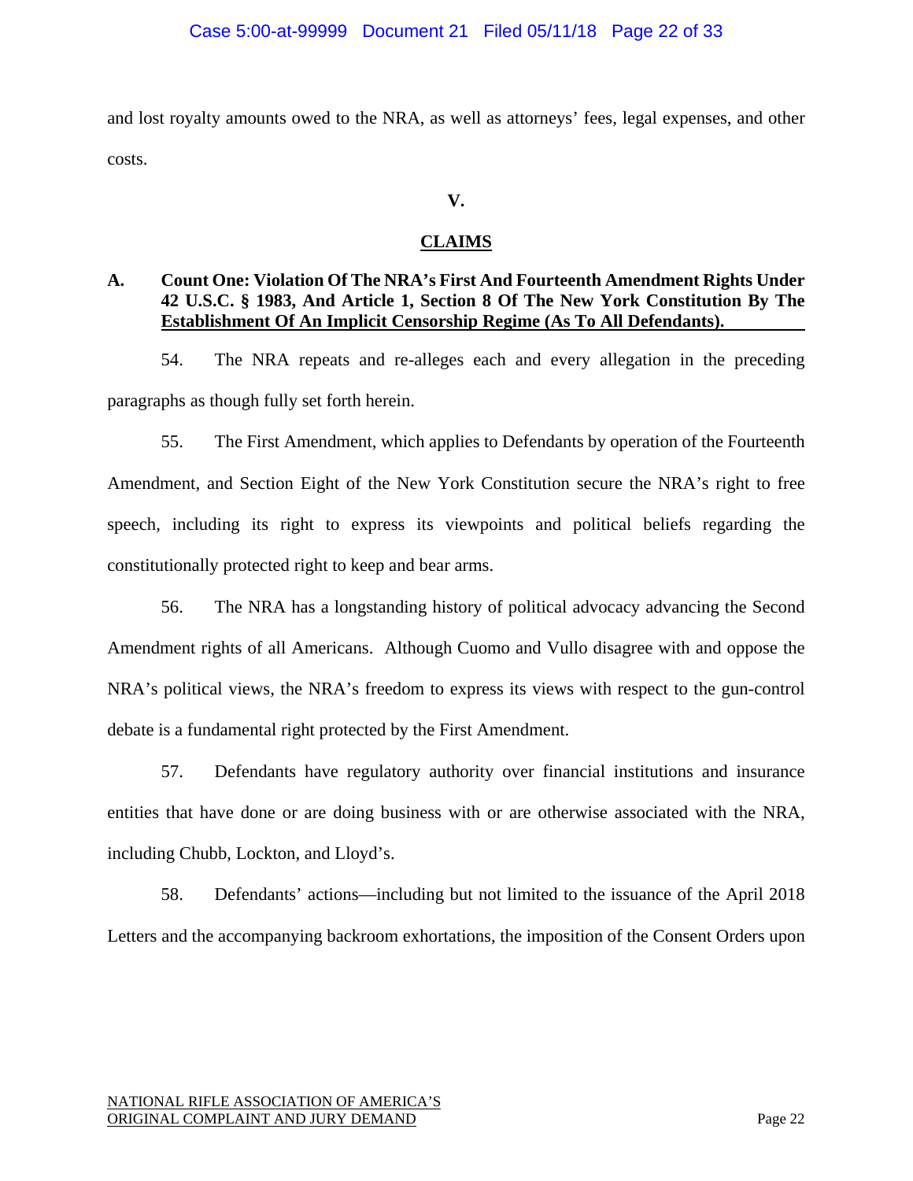and lost royalty amounts owed to the NRA, as well as attorneys' fees, legal expenses, and other costs.

## V.

## CLAIMS

### A. Count One: Violation Of The NRA's First And Fourteenth Amendment Rights Under 42 U.S.C. § 1983, And Article 1, Section 8 Of The New York Constitution By The Establishment Of An Implicit Censorship Regime (As To All Defendants).

54. The NRA repeats and re-alleges each and every allegation in the preceding paragraphs as though fully set forth herein.

55. The First Amendment, which applies to Defendants by operation of the Fourteenth Amendment, and Section Eight of the New York Constitution secure the NRA's right to free speech, including its right to express its viewpoints and political beliefs regarding the constitutionally protected right to keep and bear arms.

56. The NRA has a longstanding history of political advocacy advancing the Second Amendment rights of all Americans. Although Cuomo and Vullo disagree with and oppose the NRA's political views, the NRA's freedom to express its views with respect to the gun-control debate is a fundamental right protected by the First Amendment.

57. Defendants have regulatory authority over financial institutions and insurance entities that have done or are doing business with or are otherwise associated with the NRA, including Chubb, Lockton, and Lloyd's.

58. Defendants' actions—including but not limited to the issuance of the April 2018 Letters and the accompanying backroom exhortations, the imposition of the Consent Orders upon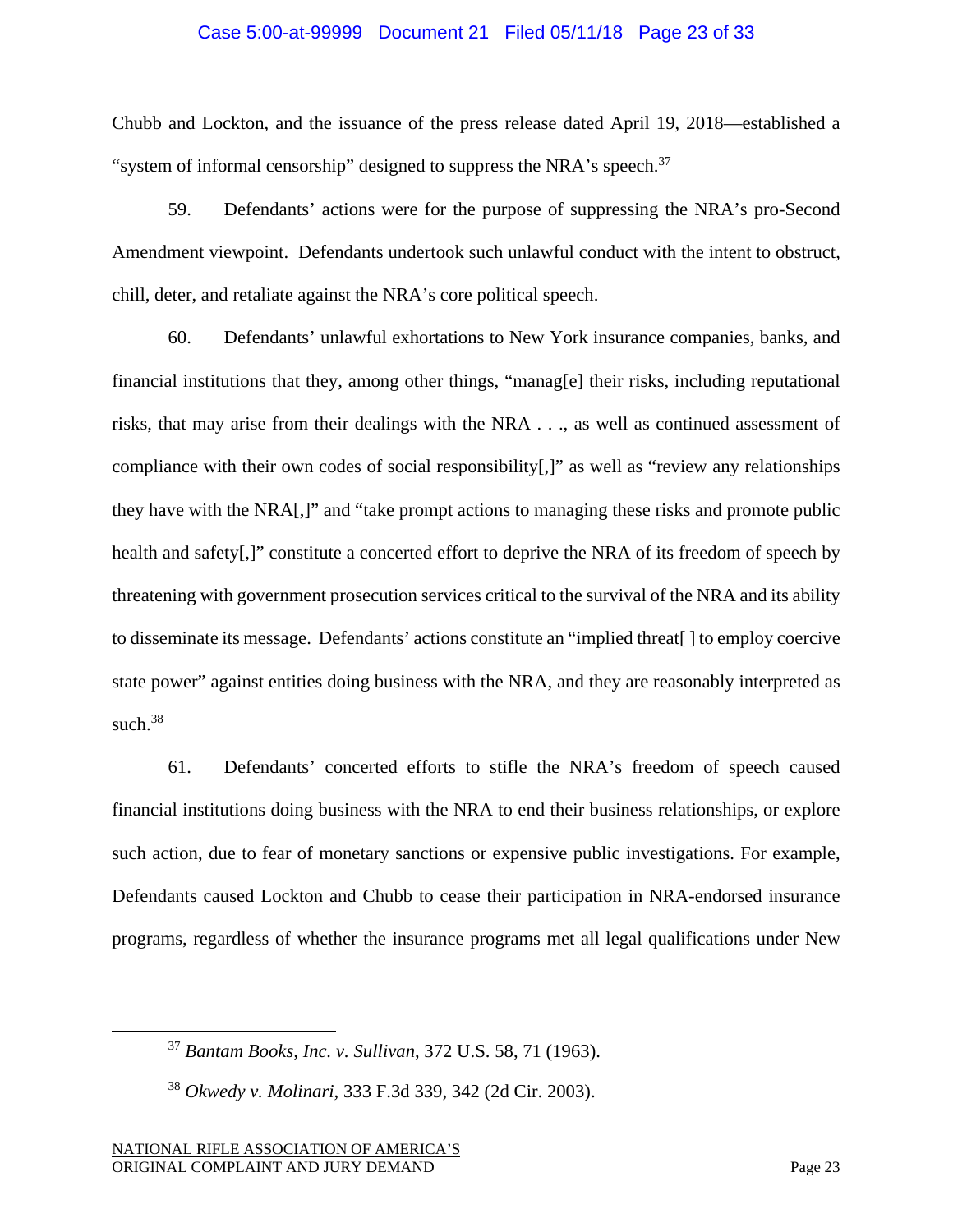Chubb and Lockton, and the issuance of the press release dated April 19, 2018—established a "system of informal censorship" designed to suppress the NRA's speech.[37]

59. Defendants' actions were for the purpose of suppressing the NRA's pro-Second Amendment viewpoint. Defendants undertook such unlawful conduct with the intent to obstruct, chill, deter, and retaliate against the NRA's core political speech.

60. Defendants' unlawful exhortations to New York insurance companies, banks, and financial institutions that they, among other things, "manag[e] their risks, including reputational risks, that may arise from their dealings with the NRA . . ., as well as continued assessment of compliance with their own codes of social responsibility[,]" as well as "review any relationships they have with the NRA[,]" and "take prompt actions to managing these risks and promote public health and safety[,]" constitute a concerted effort to deprive the NRA of its freedom of speech by threatening with government prosecution services critical to the survival of the NRA and its ability to disseminate its message. Defendants' actions constitute an "implied threat[ ] to employ coercive state power" against entities doing business with the NRA, and they are reasonably interpreted as such.[38]

61. Defendants' concerted efforts to stifle the NRA's freedom of speech caused financial institutions doing business with the NRA to end their business relationships, or explore such action, due to fear of monetary sanctions or expensive public investigations. For example, Defendants caused Lockton and Chubb to cease their participation in NRA-endorsed insurance programs, regardless of whether the insurance programs met all legal qualifications under New

---

[37] *Bantam Books, Inc. v. Sullivan*, 372 U.S. 58, 71 (1963).

[38] *Okwedy v. Molinari*, 333 F.3d 339, 342 (2d Cir. 2003).

NATIONAL RIFLE ASSOCIATION OF AMERICA'S ORIGINAL COMPLAINT AND JURY DEMAND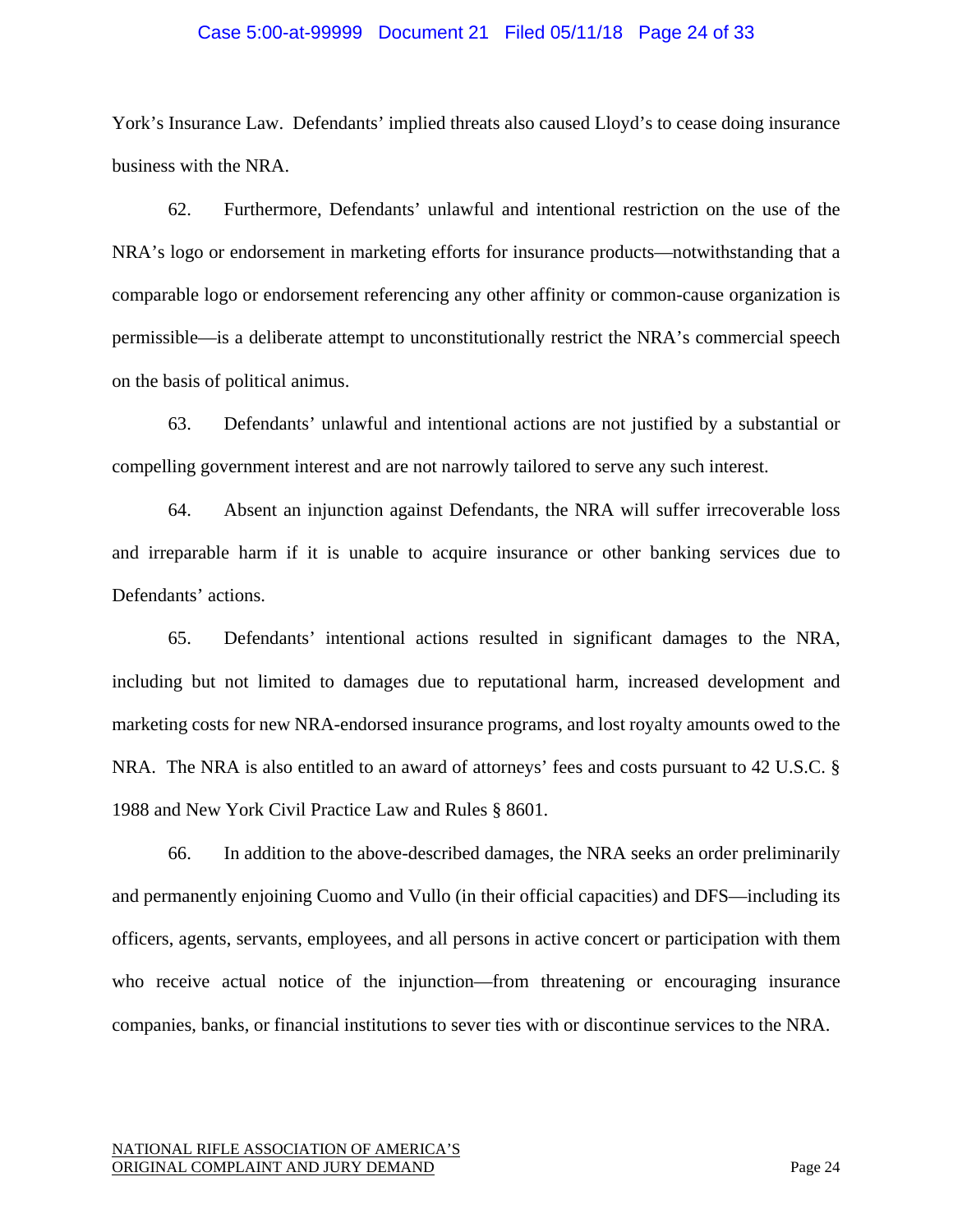York's Insurance Law. Defendants' implied threats also caused Lloyd's to cease doing insurance business with the NRA.

62. Furthermore, Defendants' unlawful and intentional restriction on the use of the NRA's logo or endorsement in marketing efforts for insurance products—notwithstanding that a comparable logo or endorsement referencing any other affinity or common-cause organization is permissible—is a deliberate attempt to unconstitutionally restrict the NRA's commercial speech on the basis of political animus.

63. Defendants' unlawful and intentional actions are not justified by a substantial or compelling government interest and are not narrowly tailored to serve any such interest.

64. Absent an injunction against Defendants, the NRA will suffer irrecoverable loss and irreparable harm if it is unable to acquire insurance or other banking services due to Defendants' actions.

65. Defendants' intentional actions resulted in significant damages to the NRA, including but not limited to damages due to reputational harm, increased development and marketing costs for new NRA-endorsed insurance programs, and lost royalty amounts owed to the NRA. The NRA is also entitled to an award of attorneys' fees and costs pursuant to 42 U.S.C. § 1988 and New York Civil Practice Law and Rules § 8601.

66. In addition to the above-described damages, the NRA seeks an order preliminarily and permanently enjoining Cuomo and Vullo (in their official capacities) and DFS—including its officers, agents, servants, employees, and all persons in active concert or participation with them who receive actual notice of the injunction—from threatening or encouraging insurance companies, banks, or financial institutions to sever ties with or discontinue services to the NRA.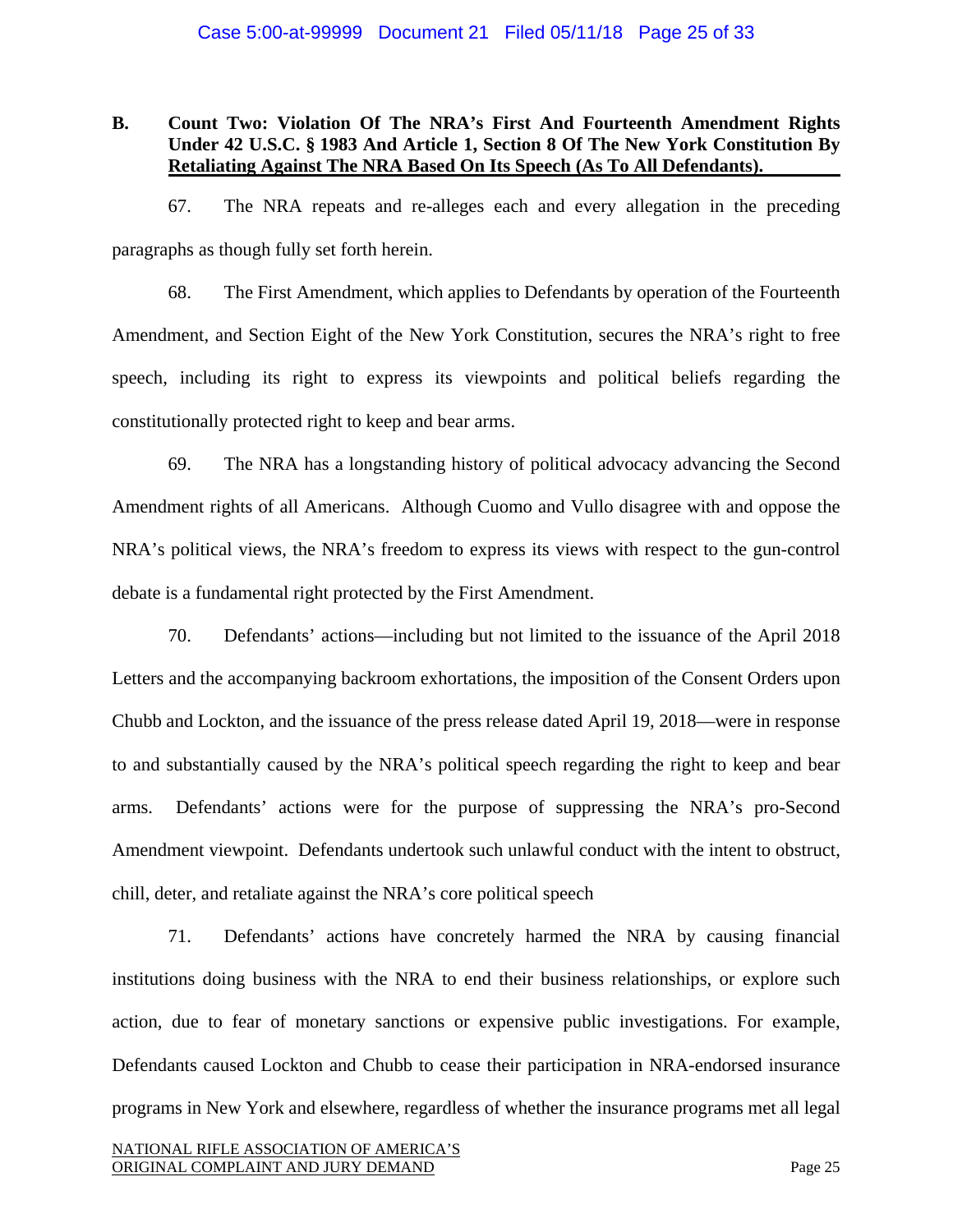### B. Count Two: Violation Of The NRA's First And Fourteenth Amendment Rights Under 42 U.S.C. § 1983 And Article 1, Section 8 Of The New York Constitution By Retaliating Against The NRA Based On Its Speech (As To All Defendants).

67. The NRA repeats and re-alleges each and every allegation in the preceding paragraphs as though fully set forth herein.

68. The First Amendment, which applies to Defendants by operation of the Fourteenth Amendment, and Section Eight of the New York Constitution, secures the NRA's right to free speech, including its right to express its viewpoints and political beliefs regarding the constitutionally protected right to keep and bear arms.

69. The NRA has a longstanding history of political advocacy advancing the Second Amendment rights of all Americans. Although Cuomo and Vullo disagree with and oppose the NRA's political views, the NRA's freedom to express its views with respect to the gun-control debate is a fundamental right protected by the First Amendment.

70. Defendants' actions—including but not limited to the issuance of the April 2018 Letters and the accompanying backroom exhortations, the imposition of the Consent Orders upon Chubb and Lockton, and the issuance of the press release dated April 19, 2018—were in response to and substantially caused by the NRA's political speech regarding the right to keep and bear arms. Defendants' actions were for the purpose of suppressing the NRA's pro-Second Amendment viewpoint. Defendants undertook such unlawful conduct with the intent to obstruct, chill, deter, and retaliate against the NRA's core political speech

71. Defendants' actions have concretely harmed the NRA by causing financial institutions doing business with the NRA to end their business relationships, or explore such action, due to fear of monetary sanctions or expensive public investigations. For example, Defendants caused Lockton and Chubb to cease their participation in NRA-endorsed insurance programs in New York and elsewhere, regardless of whether the insurance programs met all legal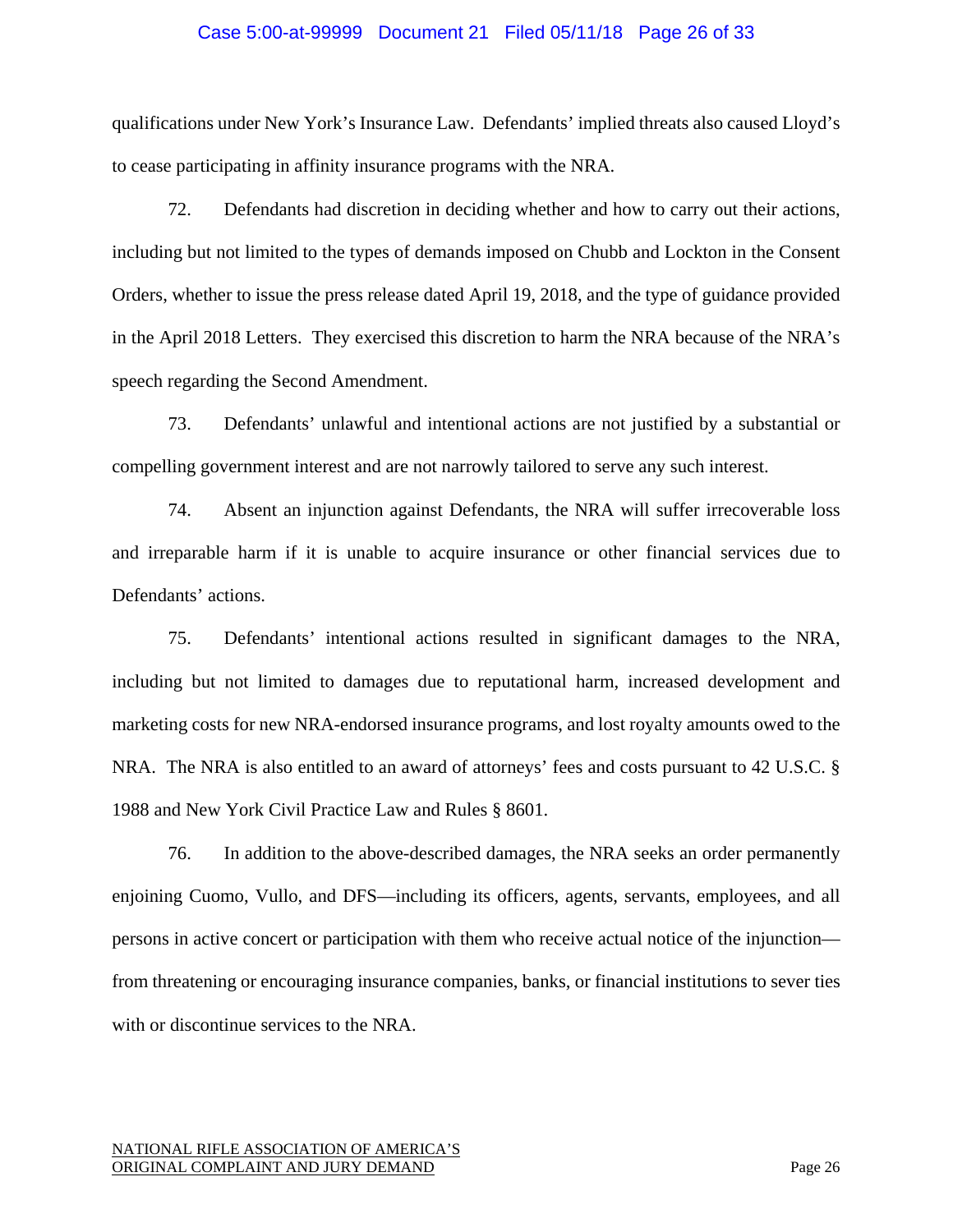qualifications under New York's Insurance Law. Defendants' implied threats also caused Lloyd's to cease participating in affinity insurance programs with the NRA.

72. Defendants had discretion in deciding whether and how to carry out their actions, including but not limited to the types of demands imposed on Chubb and Lockton in the Consent Orders, whether to issue the press release dated April 19, 2018, and the type of guidance provided in the April 2018 Letters. They exercised this discretion to harm the NRA because of the NRA's speech regarding the Second Amendment.

73. Defendants' unlawful and intentional actions are not justified by a substantial or compelling government interest and are not narrowly tailored to serve any such interest.

74. Absent an injunction against Defendants, the NRA will suffer irrecoverable loss and irreparable harm if it is unable to acquire insurance or other financial services due to Defendants' actions.

75. Defendants' intentional actions resulted in significant damages to the NRA, including but not limited to damages due to reputational harm, increased development and marketing costs for new NRA-endorsed insurance programs, and lost royalty amounts owed to the NRA. The NRA is also entitled to an award of attorneys' fees and costs pursuant to 42 U.S.C. § 1988 and New York Civil Practice Law and Rules § 8601.

76. In addition to the above-described damages, the NRA seeks an order permanently enjoining Cuomo, Vullo, and DFS—including its officers, agents, servants, employees, and all persons in active concert or participation with them who receive actual notice of the injunction—from threatening or encouraging insurance companies, banks, or financial institutions to sever ties with or discontinue services to the NRA.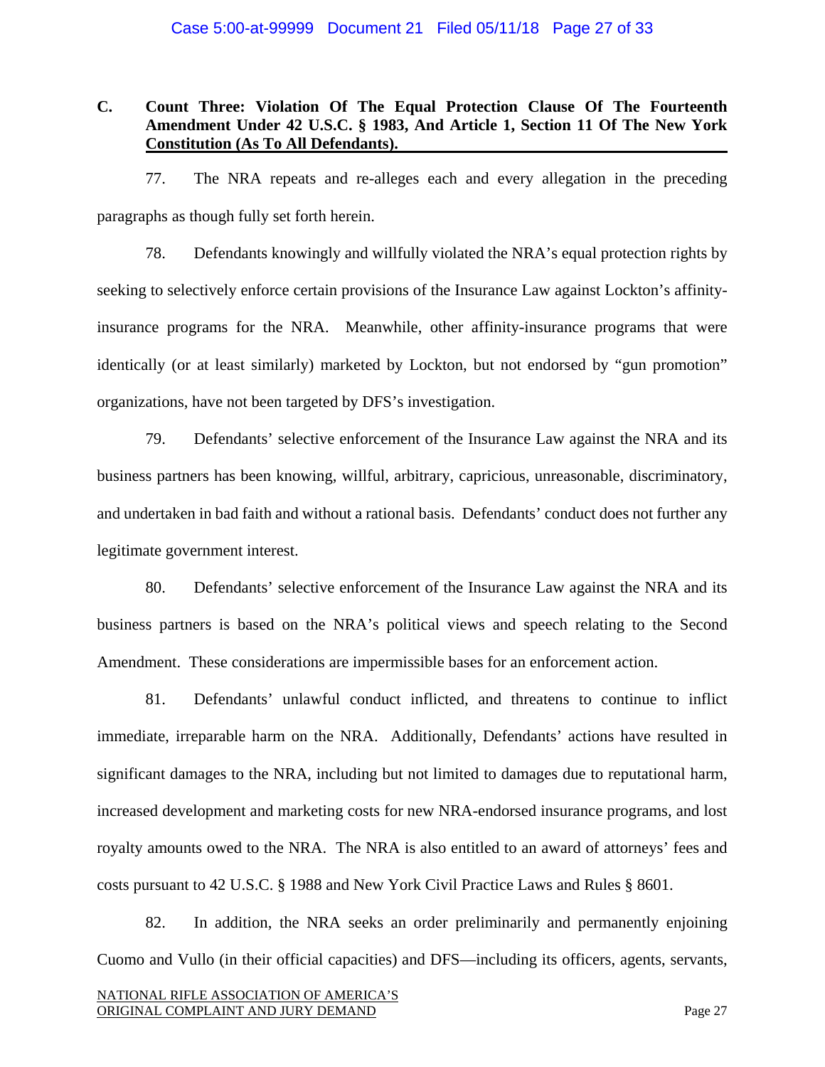### C. Count Three: Violation Of The Equal Protection Clause Of The Fourteenth Amendment Under 42 U.S.C. § 1983, And Article 1, Section 11 Of The New York Constitution (As To All Defendants).

77. The NRA repeats and re-alleges each and every allegation in the preceding paragraphs as though fully set forth herein.

78. Defendants knowingly and willfully violated the NRA's equal protection rights by seeking to selectively enforce certain provisions of the Insurance Law against Lockton's affinity-insurance programs for the NRA. Meanwhile, other affinity-insurance programs that were identically (or at least similarly) marketed by Lockton, but not endorsed by "gun promotion" organizations, have not been targeted by DFS's investigation.

79. Defendants' selective enforcement of the Insurance Law against the NRA and its business partners has been knowing, willful, arbitrary, capricious, unreasonable, discriminatory, and undertaken in bad faith and without a rational basis. Defendants' conduct does not further any legitimate government interest.

80. Defendants' selective enforcement of the Insurance Law against the NRA and its business partners is based on the NRA's political views and speech relating to the Second Amendment. These considerations are impermissible bases for an enforcement action.

81. Defendants' unlawful conduct inflicted, and threatens to continue to inflict immediate, irreparable harm on the NRA. Additionally, Defendants' actions have resulted in significant damages to the NRA, including but not limited to damages due to reputational harm, increased development and marketing costs for new NRA-endorsed insurance programs, and lost royalty amounts owed to the NRA. The NRA is also entitled to an award of attorneys' fees and costs pursuant to 42 U.S.C. § 1988 and New York Civil Practice Laws and Rules § 8601.

82. In addition, the NRA seeks an order preliminarily and permanently enjoining Cuomo and Vullo (in their official capacities) and DFS—including its officers, agents, servants,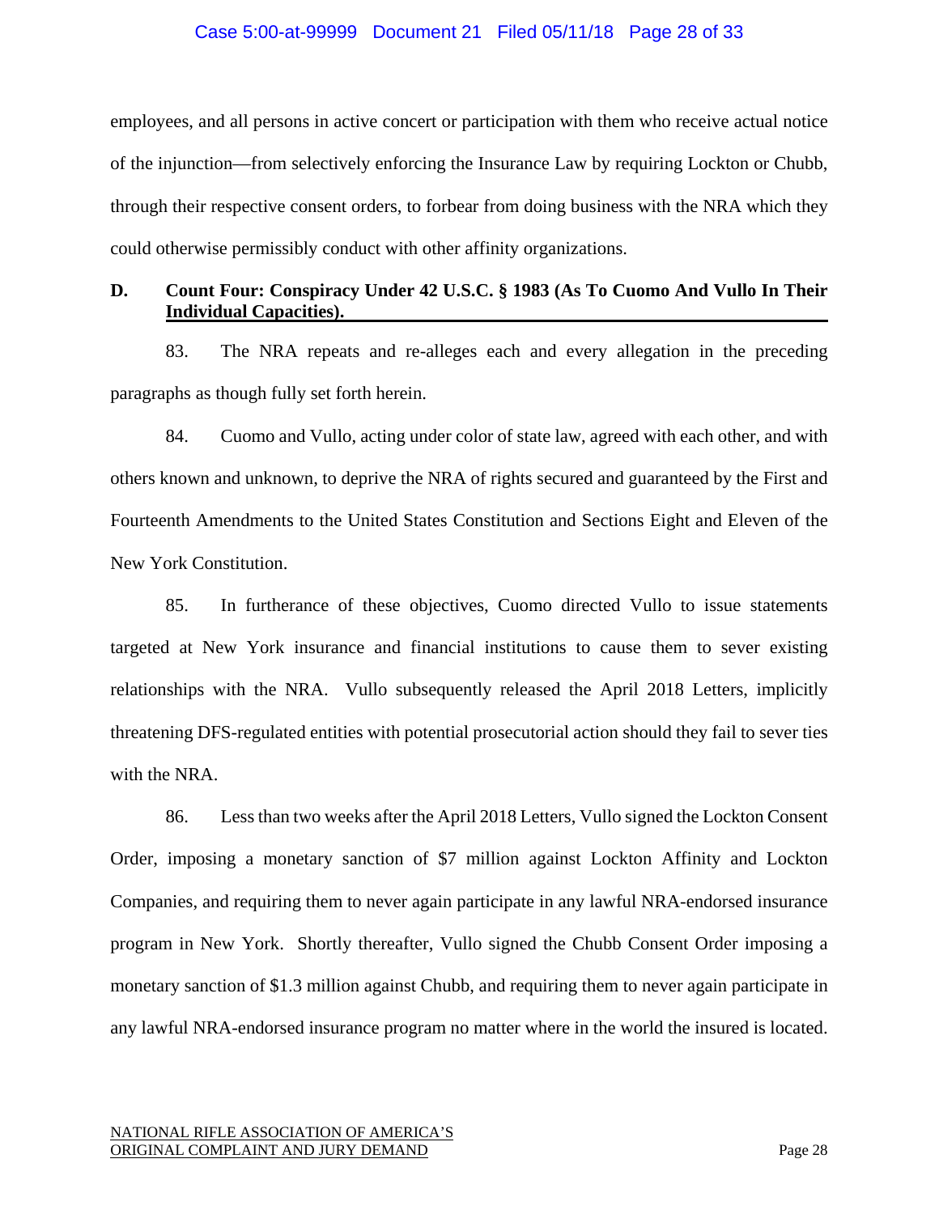employees, and all persons in active concert or participation with them who receive actual notice of the injunction—from selectively enforcing the Insurance Law by requiring Lockton or Chubb, through their respective consent orders, to forbear from doing business with the NRA which they could otherwise permissibly conduct with other affinity organizations.

### D. Count Four: Conspiracy Under 42 U.S.C. § 1983 (As To Cuomo And Vullo In Their Individual Capacities).

83. The NRA repeats and re-alleges each and every allegation in the preceding paragraphs as though fully set forth herein.

84. Cuomo and Vullo, acting under color of state law, agreed with each other, and with others known and unknown, to deprive the NRA of rights secured and guaranteed by the First and Fourteenth Amendments to the United States Constitution and Sections Eight and Eleven of the New York Constitution.

85. In furtherance of these objectives, Cuomo directed Vullo to issue statements targeted at New York insurance and financial institutions to cause them to sever existing relationships with the NRA. Vullo subsequently released the April 2018 Letters, implicitly threatening DFS-regulated entities with potential prosecutorial action should they fail to sever ties with the NRA.

86. Less than two weeks after the April 2018 Letters, Vullo signed the Lockton Consent Order, imposing a monetary sanction of $7 million against Lockton Affinity and Lockton Companies, and requiring them to never again participate in any lawful NRA-endorsed insurance program in New York. Shortly thereafter, Vullo signed the Chubb Consent Order imposing a monetary sanction of $1.3 million against Chubb, and requiring them to never again participate in any lawful NRA-endorsed insurance program no matter where in the world the insured is located.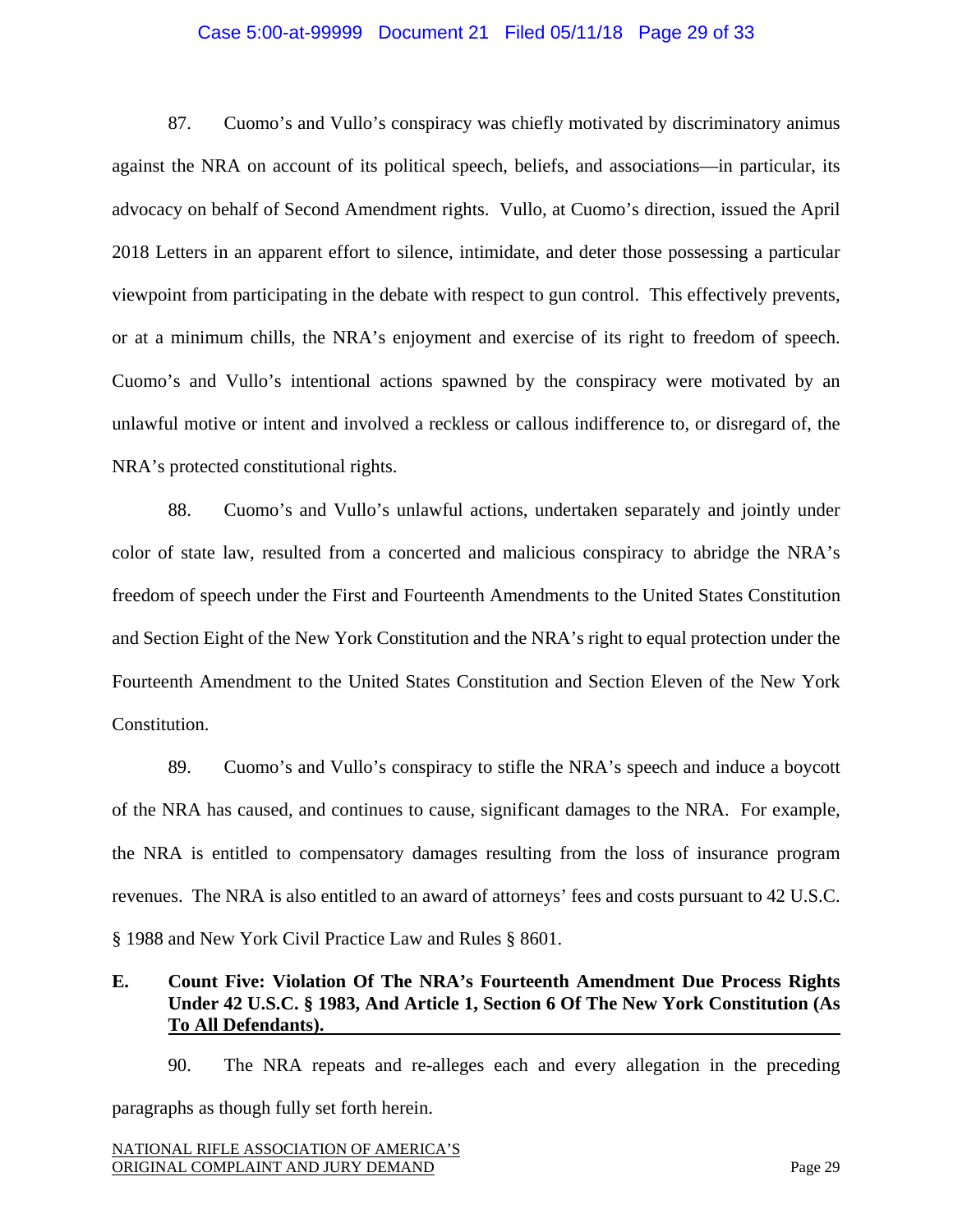87. Cuomo's and Vullo's conspiracy was chiefly motivated by discriminatory animus against the NRA on account of its political speech, beliefs, and associations—in particular, its advocacy on behalf of Second Amendment rights. Vullo, at Cuomo's direction, issued the April 2018 Letters in an apparent effort to silence, intimidate, and deter those possessing a particular viewpoint from participating in the debate with respect to gun control. This effectively prevents, or at a minimum chills, the NRA's enjoyment and exercise of its right to freedom of speech. Cuomo's and Vullo's intentional actions spawned by the conspiracy were motivated by an unlawful motive or intent and involved a reckless or callous indifference to, or disregard of, the NRA's protected constitutional rights.

88. Cuomo's and Vullo's unlawful actions, undertaken separately and jointly under color of state law, resulted from a concerted and malicious conspiracy to abridge the NRA's freedom of speech under the First and Fourteenth Amendments to the United States Constitution and Section Eight of the New York Constitution and the NRA's right to equal protection under the Fourteenth Amendment to the United States Constitution and Section Eleven of the New York Constitution.

89. Cuomo's and Vullo's conspiracy to stifle the NRA's speech and induce a boycott of the NRA has caused, and continues to cause, significant damages to the NRA. For example, the NRA is entitled to compensatory damages resulting from the loss of insurance program revenues. The NRA is also entitled to an award of attorneys' fees and costs pursuant to 42 U.S.C. § 1988 and New York Civil Practice Law and Rules § 8601.

### E. Count Five: Violation Of The NRA's Fourteenth Amendment Due Process Rights Under 42 U.S.C. § 1983, And Article 1, Section 6 Of The New York Constitution (As To All Defendants).

90. The NRA repeats and re-alleges each and every allegation in the preceding paragraphs as though fully set forth herein.

NATIONAL RIFLE ASSOCIATION OF AMERICA'S ORIGINAL COMPLAINT AND JURY DEMAND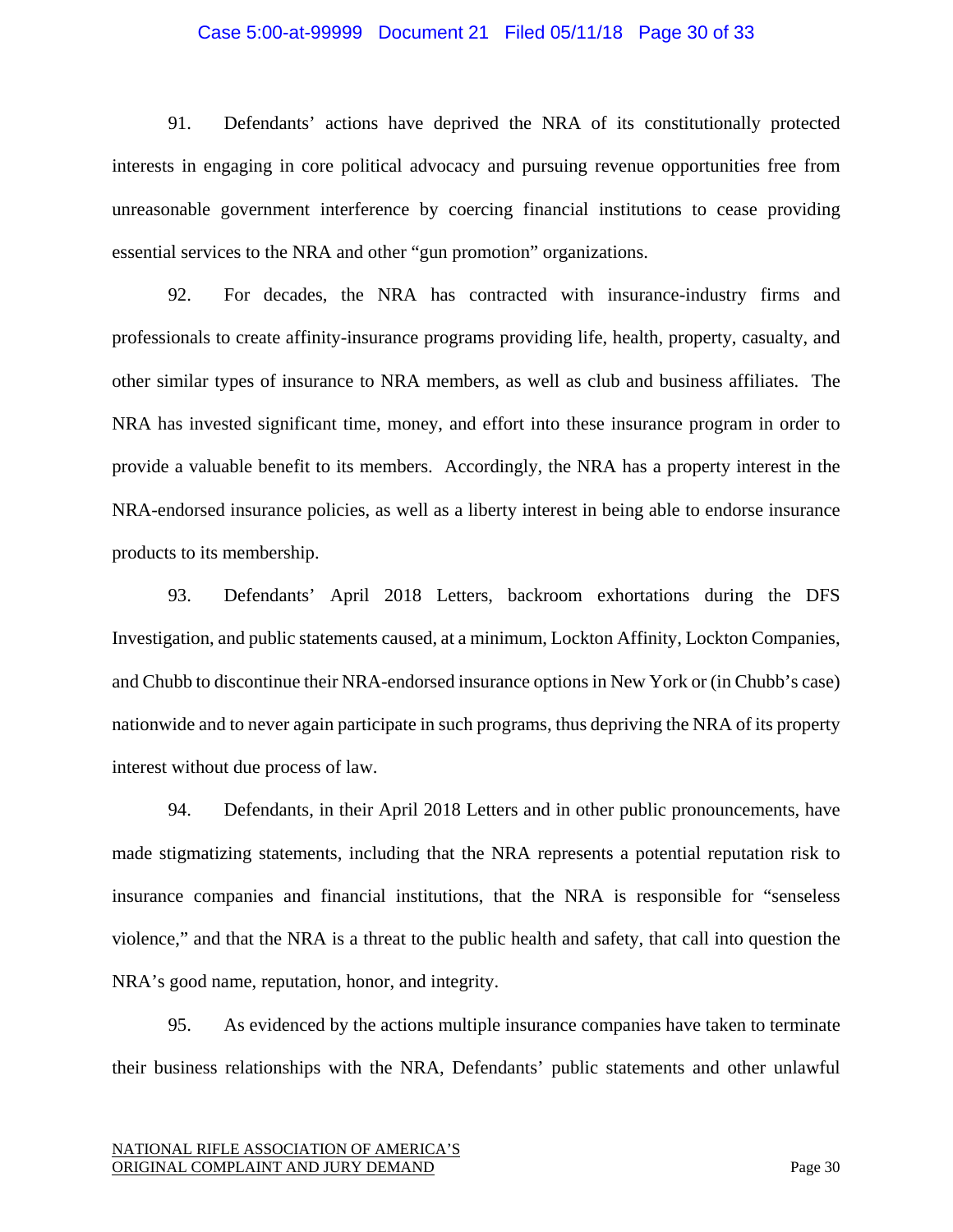91. Defendants' actions have deprived the NRA of its constitutionally protected interests in engaging in core political advocacy and pursuing revenue opportunities free from unreasonable government interference by coercing financial institutions to cease providing essential services to the NRA and other "gun promotion" organizations.

92. For decades, the NRA has contracted with insurance-industry firms and professionals to create affinity-insurance programs providing life, health, property, casualty, and other similar types of insurance to NRA members, as well as club and business affiliates. The NRA has invested significant time, money, and effort into these insurance program in order to provide a valuable benefit to its members. Accordingly, the NRA has a property interest in the NRA-endorsed insurance policies, as well as a liberty interest in being able to endorse insurance products to its membership.

93. Defendants' April 2018 Letters, backroom exhortations during the DFS Investigation, and public statements caused, at a minimum, Lockton Affinity, Lockton Companies, and Chubb to discontinue their NRA-endorsed insurance options in New York or (in Chubb's case) nationwide and to never again participate in such programs, thus depriving the NRA of its property interest without due process of law.

94. Defendants, in their April 2018 Letters and in other public pronouncements, have made stigmatizing statements, including that the NRA represents a potential reputation risk to insurance companies and financial institutions, that the NRA is responsible for "senseless violence," and that the NRA is a threat to the public health and safety, that call into question the NRA's good name, reputation, honor, and integrity.

95. As evidenced by the actions multiple insurance companies have taken to terminate their business relationships with the NRA, Defendants' public statements and other unlawful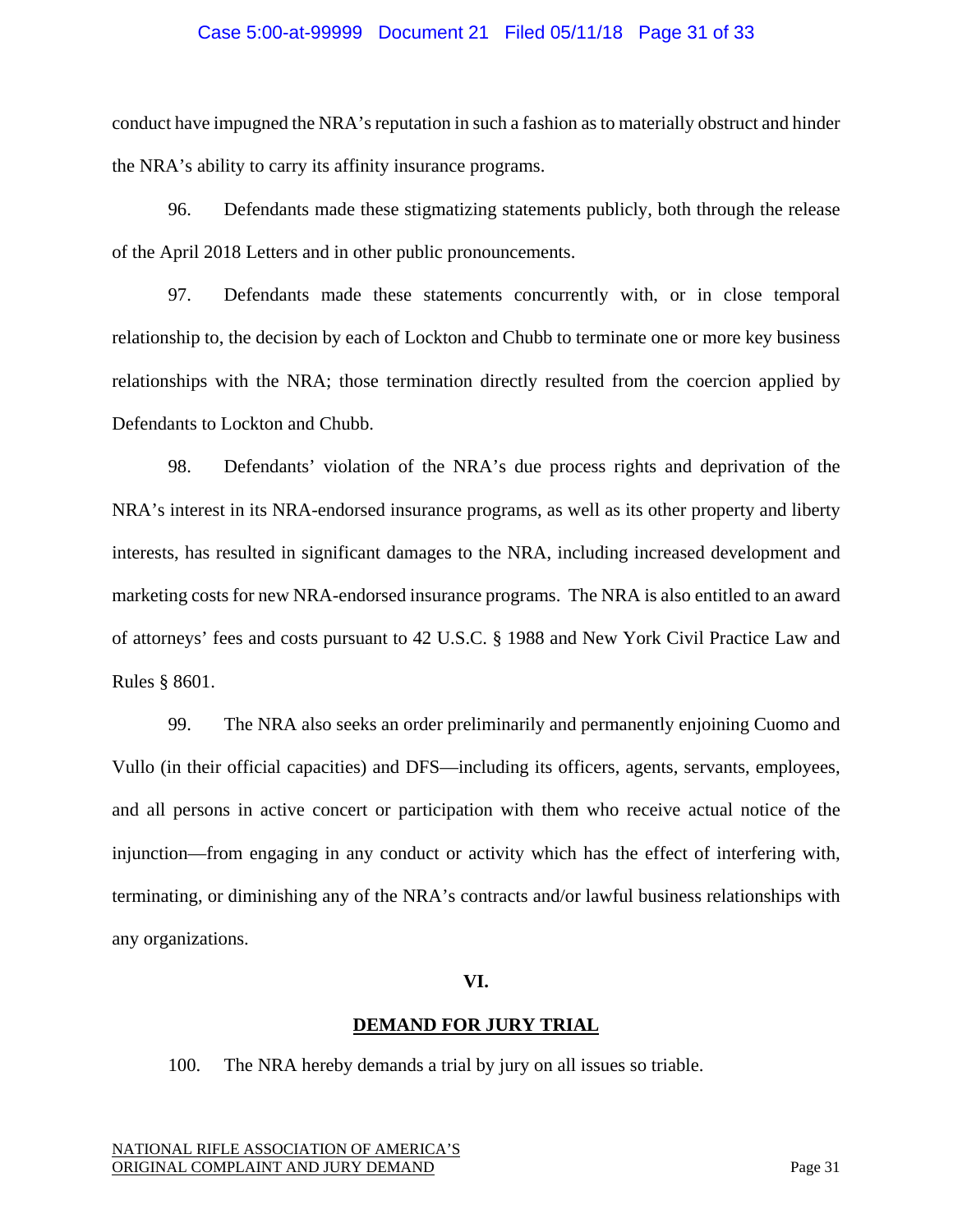conduct have impugned the NRA's reputation in such a fashion as to materially obstruct and hinder the NRA's ability to carry its affinity insurance programs.

96. Defendants made these stigmatizing statements publicly, both through the release of the April 2018 Letters and in other public pronouncements.

97. Defendants made these statements concurrently with, or in close temporal relationship to, the decision by each of Lockton and Chubb to terminate one or more key business relationships with the NRA; those termination directly resulted from the coercion applied by Defendants to Lockton and Chubb.

98. Defendants' violation of the NRA's due process rights and deprivation of the NRA's interest in its NRA-endorsed insurance programs, as well as its other property and liberty interests, has resulted in significant damages to the NRA, including increased development and marketing costs for new NRA-endorsed insurance programs. The NRA is also entitled to an award of attorneys' fees and costs pursuant to 42 U.S.C. § 1988 and New York Civil Practice Law and Rules § 8601.

99. The NRA also seeks an order preliminarily and permanently enjoining Cuomo and Vullo (in their official capacities) and DFS—including its officers, agents, servants, employees, and all persons in active concert or participation with them who receive actual notice of the injunction—from engaging in any conduct or activity which has the effect of interfering with, terminating, or diminishing any of the NRA's contracts and/or lawful business relationships with any organizations.

## VI.

## DEMAND FOR JURY TRIAL

100. The NRA hereby demands a trial by jury on all issues so triable.

NATIONAL RIFLE ASSOCIATION OF AMERICA'S ORIGINAL COMPLAINT AND JURY DEMAND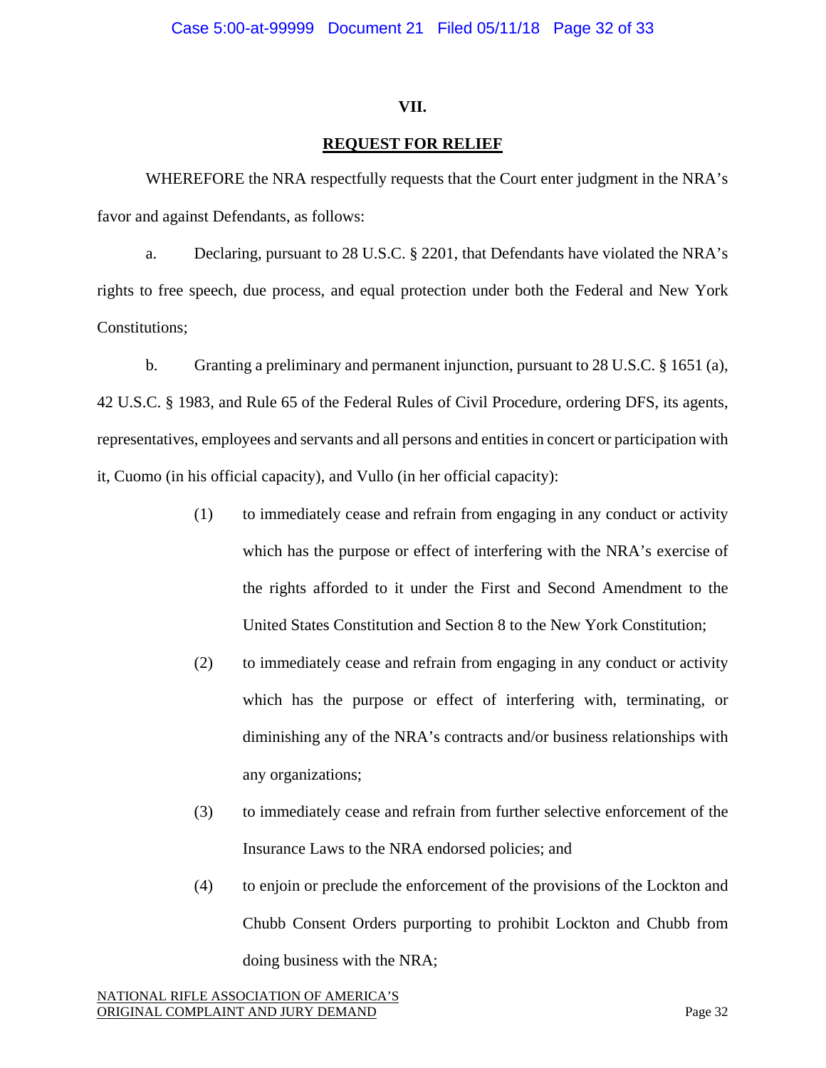## VII.

## REQUEST FOR RELIEF

WHEREFORE the NRA respectfully requests that the Court enter judgment in the NRA's favor and against Defendants, as follows:

a. Declaring, pursuant to 28 U.S.C. § 2201, that Defendants have violated the NRA's rights to free speech, due process, and equal protection under both the Federal and New York Constitutions;

b. Granting a preliminary and permanent injunction, pursuant to 28 U.S.C. § 1651 (a), 42 U.S.C. § 1983, and Rule 65 of the Federal Rules of Civil Procedure, ordering DFS, its agents, representatives, employees and servants and all persons and entities in concert or participation with it, Cuomo (in his official capacity), and Vullo (in her official capacity):

> (1) to immediately cease and refrain from engaging in any conduct or activity which has the purpose or effect of interfering with the NRA's exercise of the rights afforded to it under the First and Second Amendment to the United States Constitution and Section 8 to the New York Constitution;
>
> (2) to immediately cease and refrain from engaging in any conduct or activity which has the purpose or effect of interfering with, terminating, or diminishing any of the NRA's contracts and/or business relationships with any organizations;
>
> (3) to immediately cease and refrain from further selective enforcement of the Insurance Laws to the NRA endorsed policies; and
>
> (4) to enjoin or preclude the enforcement of the provisions of the Lockton and Chubb Consent Orders purporting to prohibit Lockton and Chubb from doing business with the NRA;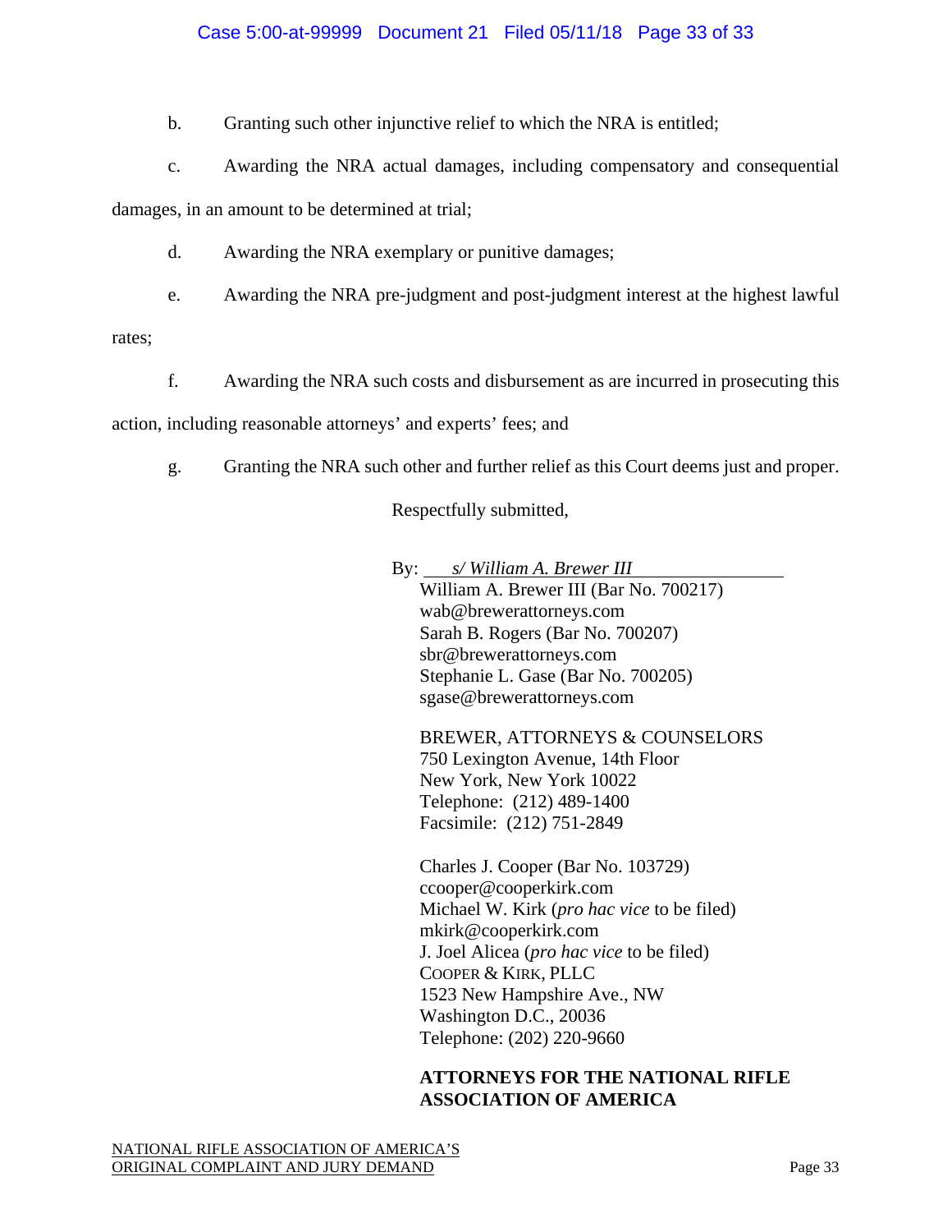b. Granting such other injunctive relief to which the NRA is entitled;

c. Awarding the NRA actual damages, including compensatory and consequential damages, in an amount to be determined at trial;

d. Awarding the NRA exemplary or punitive damages;

e. Awarding the NRA pre-judgment and post-judgment interest at the highest lawful rates;

f. Awarding the NRA such costs and disbursement as are incurred in prosecuting this action, including reasonable attorneys' and experts' fees; and

g. Granting the NRA such other and further relief as this Court deems just and proper.

Respectfully submitted,

By: *s/ William A. Brewer III*
William A. Brewer III (Bar No. 700217)
wab@brewerattorneys.com
Sarah B. Rogers (Bar No. 700207)
sbr@brewerattorneys.com
Stephanie L. Gase (Bar No. 700205)
sgase@brewerattorneys.com

BREWER, ATTORNEYS & COUNSELORS
750 Lexington Avenue, 14th Floor
New York, New York 10022
Telephone: (212) 489-1400
Facsimile: (212) 751-2849

Charles J. Cooper (Bar No. 103729)
ccooper@cooperkirk.com
Michael W. Kirk (*pro hac vice* to be filed)
mkirk@cooperkirk.com
J. Joel Alicea (*pro hac vice* to be filed)
COOPER & KIRK, PLLC
1523 New Hampshire Ave., NW
Washington D.C., 20036
Telephone: (202) 220-9660

**ATTORNEYS FOR THE NATIONAL RIFLE ASSOCIATION OF AMERICA**